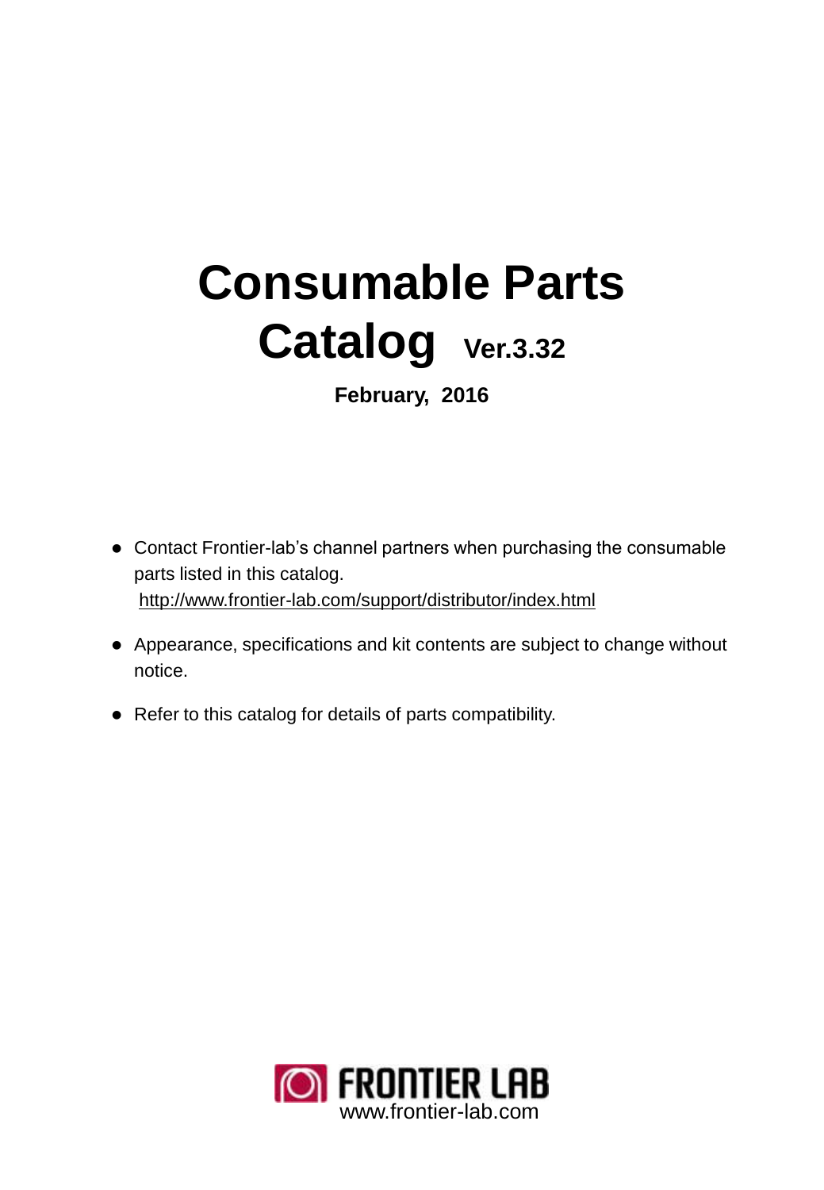# Consumable Parts Catalog Ver.3.32

**February, 2016**

- Contact Frontier-lab's channel partners when purchasing the consumable parts listed in this catalog.
  http://www.frontier-lab.com/support/distributor/index.html
- Appearance, specifications and kit contents are subject to change without notice.
- Refer to this catalog for details of parts compatibility.

FRONTIER LAB
www.frontier-lab.com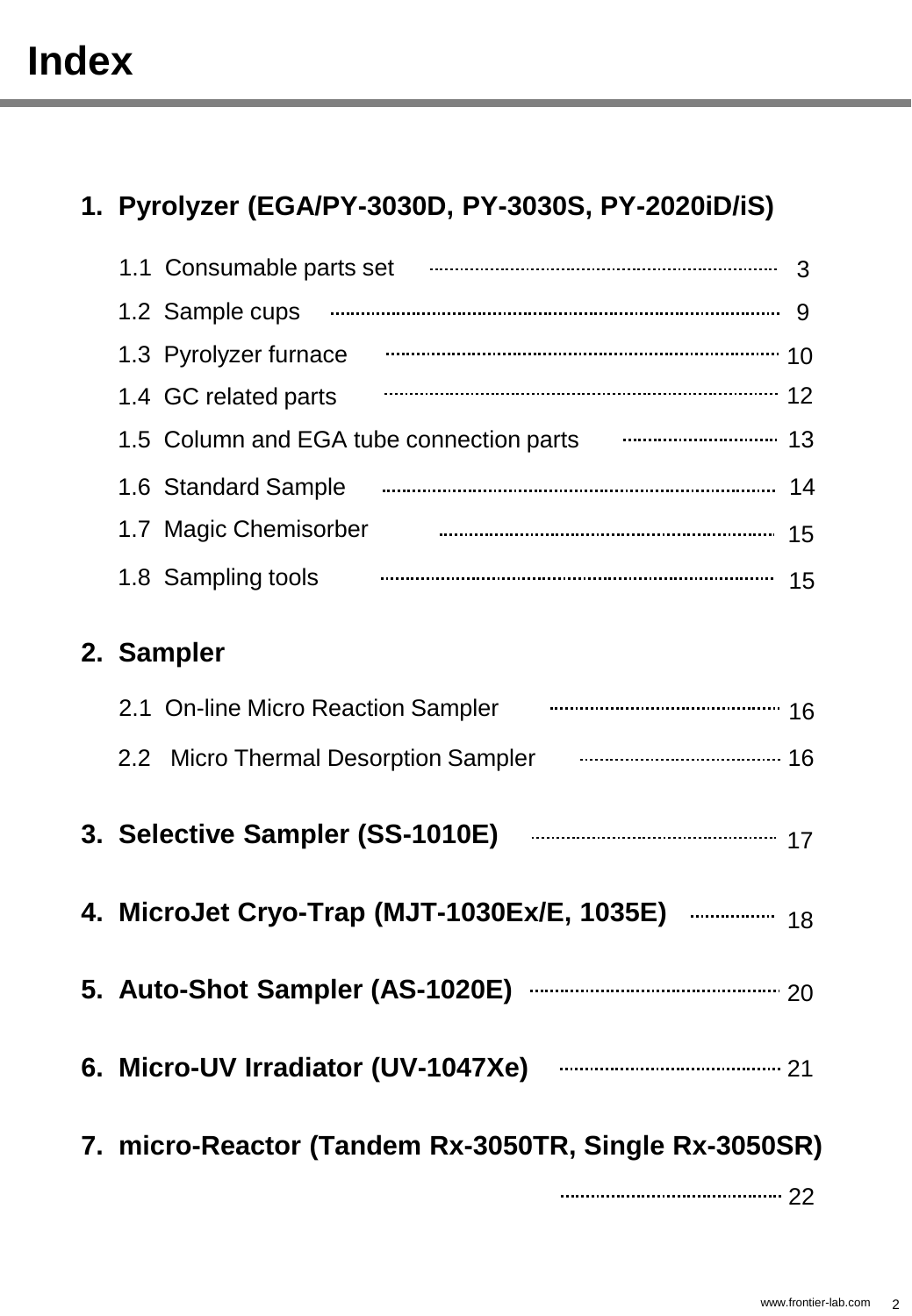# Index

## 1. Pyrolyzer (EGA/PY-3030D, PY-3030S, PY-2020iD/iS)

- 1.1 Consumable parts set ........ 3
- 1.2 Sample cups ........ 9
- 1.3 Pyrolyzer furnace ........ 10
- 1.4 GC related parts ........ 12
- 1.5 Column and EGA tube connection parts ........ 13
- 1.6 Standard Sample ........ 14
- 1.7 Magic Chemisorber ........ 15
- 1.8 Sampling tools ........ 15

## 2. Sampler

- 2.1 On-line Micro Reaction Sampler ........ 16
- 2.2 Micro Thermal Desorption Sampler ........ 16

## 3. Selective Sampler (SS-1010E) ........ 17

## 4. MicroJet Cryo-Trap (MJT-1030Ex/E, 1035E) ........ 18

## 5. Auto-Shot Sampler (AS-1020E) ........ 20

## 6. Micro-UV Irradiator (UV-1047Xe) ........ 21

## 7. micro-Reactor (Tandem Rx-3050TR, Single Rx-3050SR) ........ 22

www.frontier-lab.com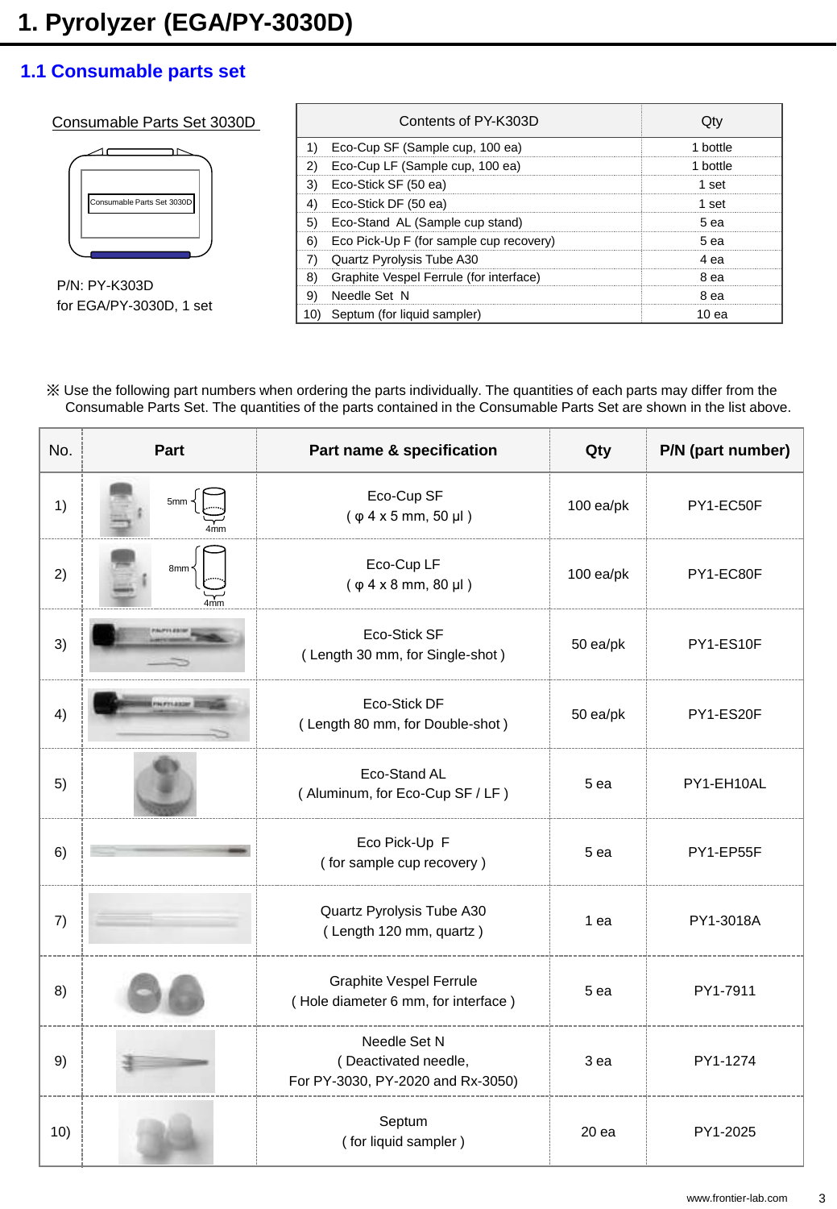# 1. Pyrolyzer (EGA/PY-3030D)

## 1.1 Consumable parts set

Consumable Parts Set 3030D

Consumable Parts Set 3030D

P/N: PY-K303D
for EGA/PY-3030D, 1 set

| Contents of PY-K303D | Qty |
|---|---|
| 1) Eco-Cup SF (Sample cup, 100 ea) | 1 bottle |
| 2) Eco-Cup LF (Sample cup, 100 ea) | 1 bottle |
| 3) Eco-Stick SF (50 ea) | 1 set |
| 4) Eco-Stick DF (50 ea) | 1 set |
| 5) Eco-Stand AL (Sample cup stand) | 5 ea |
| 6) Eco Pick-Up F (for sample cup recovery) | 5 ea |
| 7) Quartz Pyrolysis Tube A30 | 4 ea |
| 8) Graphite Vespel Ferrule (for interface) | 8 ea |
| 9) Needle Set N | 8 ea |
| 10) Septum (for liquid sampler) | 10 ea |

※ Use the following part numbers when ordering the parts individually. The quantities of each parts may differ from the Consumable Parts Set. The quantities of the parts contained in the Consumable Parts Set are shown in the list above.

| No. | Part | Part name & specification | Qty | P/N (part number) |
|---|---|---|---|---|
| 1) | 5mm, 4mm | Eco-Cup SF<br>( φ 4 x 5 mm, 50 μl ) | 100 ea/pk | PY1-EC50F |
| 2) | 8mm, 4mm | Eco-Cup LF<br>( φ 4 x 8 mm, 80 μl ) | 100 ea/pk | PY1-EC80F |
| 3) | | Eco-Stick SF<br>( Length 30 mm, for Single-shot ) | 50 ea/pk | PY1-ES10F |
| 4) | | Eco-Stick DF<br>( Length 80 mm, for Double-shot ) | 50 ea/pk | PY1-ES20F |
| 5) | | Eco-Stand AL<br>( Aluminum, for Eco-Cup SF / LF ) | 5 ea | PY1-EH10AL |
| 6) | | Eco Pick-Up F<br>( for sample cup recovery ) | 5 ea | PY1-EP55F |
| 7) | | Quartz Pyrolysis Tube A30<br>( Length 120 mm, quartz ) | 1 ea | PY1-3018A |
| 8) | | Graphite Vespel Ferrule<br>( Hole diameter 6 mm, for interface ) | 5 ea | PY1-7911 |
| 9) | | Needle Set N<br>( Deactivated needle,<br>For PY-3030, PY-2020 and Rx-3050) | 3 ea | PY1-1274 |
| 10) | | Septum<br>( for liquid sampler ) | 20 ea | PY1-2025 |

www.frontier-lab.com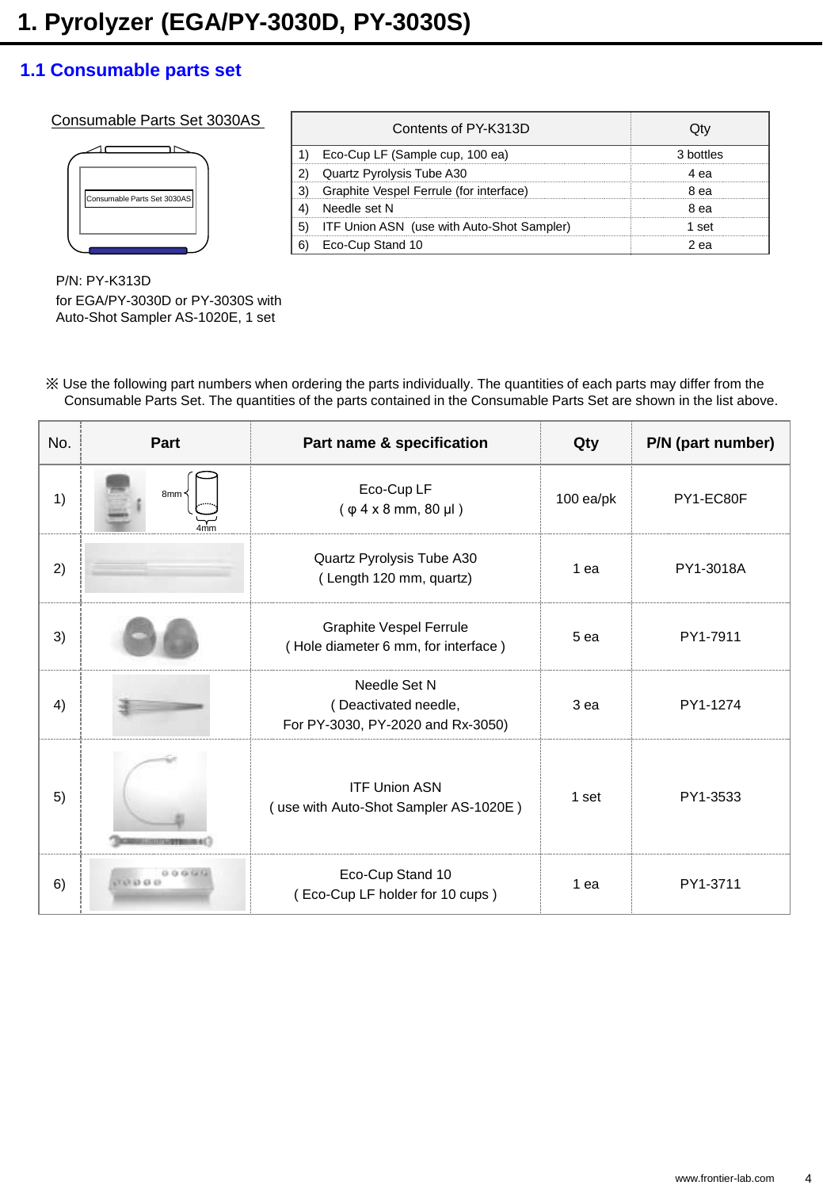# 1. Pyrolyzer (EGA/PY-3030D, PY-3030S)

## 1.1 Consumable parts set

Consumable Parts Set 3030AS

P/N: PY-K313D
for EGA/PY-3030D or PY-3030S with Auto-Shot Sampler AS-1020E, 1 set

| Contents of PY-K313D | Qty |
|---|---|
| 1) Eco-Cup LF (Sample cup, 100 ea) | 3 bottles |
| 2) Quartz Pyrolysis Tube A30 | 4 ea |
| 3) Graphite Vespel Ferrule (for interface) | 8 ea |
| 4) Needle set N | 8 ea |
| 5) ITF Union ASN (use with Auto-Shot Sampler) | 1 set |
| 6) Eco-Cup Stand 10 | 2 ea |

※ Use the following part numbers when ordering the parts individually. The quantities of each parts may differ from the Consumable Parts Set. The quantities of the parts contained in the Consumable Parts Set are shown in the list above.

| No. | Part | Part name & specification | Qty | P/N (part number) |
|---|---|---|---|---|
| 1) | 8mm 4mm | Eco-Cup LF ( φ 4 x 8 mm, 80 μl ) | 100 ea/pk | PY1-EC80F |
| 2) | | Quartz Pyrolysis Tube A30 ( Length 120 mm, quartz) | 1 ea | PY1-3018A |
| 3) | | Graphite Vespel Ferrule ( Hole diameter 6 mm, for interface ) | 5 ea | PY1-7911 |
| 4) | | Needle Set N ( Deactivated needle, For PY-3030, PY-2020 and Rx-3050) | 3 ea | PY1-1274 |
| 5) | | ITF Union ASN ( use with Auto-Shot Sampler AS-1020E ) | 1 set | PY1-3533 |
| 6) | | Eco-Cup Stand 10 ( Eco-Cup LF holder for 10 cups ) | 1 ea | PY1-3711 |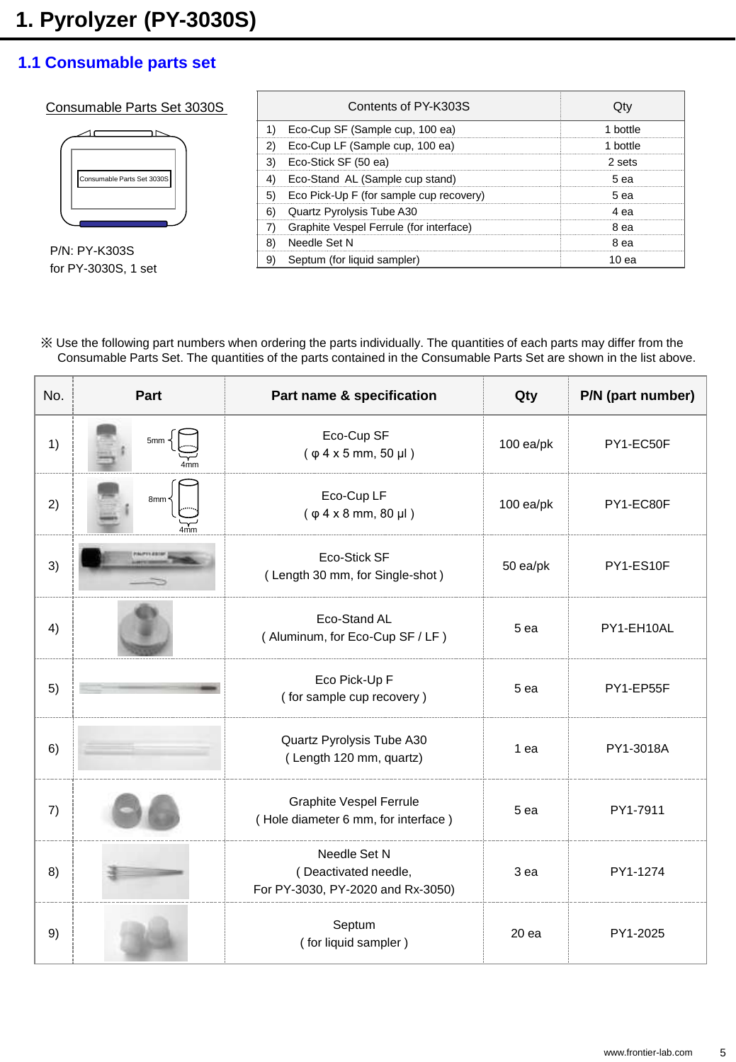# 1. Pyrolyzer (PY-3030S)

## 1.1 Consumable parts set

Consumable Parts Set 3030S

P/N: PY-K303S
for PY-3030S, 1 set

| Contents of PY-K303S | Qty |
|---|---|
| 1) Eco-Cup SF (Sample cup, 100 ea) | 1 bottle |
| 2) Eco-Cup LF (Sample cup, 100 ea) | 1 bottle |
| 3) Eco-Stick SF (50 ea) | 2 sets |
| 4) Eco-Stand AL (Sample cup stand) | 5 ea |
| 5) Eco Pick-Up F (for sample cup recovery) | 5 ea |
| 6) Quartz Pyrolysis Tube A30 | 4 ea |
| 7) Graphite Vespel Ferrule (for interface) | 8 ea |
| 8) Needle Set N | 8 ea |
| 9) Septum (for liquid sampler) | 10 ea |

※ Use the following part numbers when ordering the parts individually. The quantities of each parts may differ from the Consumable Parts Set. The quantities of the parts contained in the Consumable Parts Set are shown in the list above.

| No. | Part | Part name & specification | Qty | P/N (part number) |
|---|---|---|---|---|
| 1) | 5mm / 4mm | Eco-Cup SF ( φ 4 x 5 mm, 50 μl ) | 100 ea/pk | PY1-EC50F |
| 2) | 8mm / 4mm | Eco-Cup LF ( φ 4 x 8 mm, 80 μl ) | 100 ea/pk | PY1-EC80F |
| 3) | | Eco-Stick SF ( Length 30 mm, for Single-shot ) | 50 ea/pk | PY1-ES10F |
| 4) | | Eco-Stand AL ( Aluminum, for Eco-Cup SF / LF ) | 5 ea | PY1-EH10AL |
| 5) | | Eco Pick-Up F ( for sample cup recovery ) | 5 ea | PY1-EP55F |
| 6) | | Quartz Pyrolysis Tube A30 ( Length 120 mm, quartz) | 1 ea | PY1-3018A |
| 7) | | Graphite Vespel Ferrule ( Hole diameter 6 mm, for interface ) | 5 ea | PY1-7911 |
| 8) | | Needle Set N ( Deactivated needle, For PY-3030, PY-2020 and Rx-3050) | 3 ea | PY1-1274 |
| 9) | | Septum ( for liquid sampler ) | 20 ea | PY1-2025 |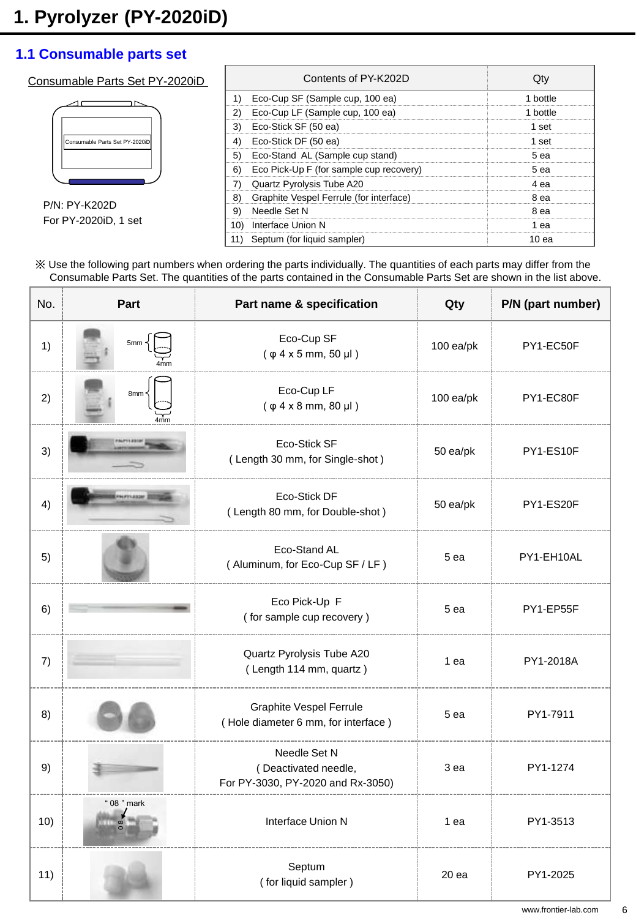# 1. Pyrolyzer (PY-2020iD)

## 1.1 Consumable parts set

Consumable Parts Set PY-2020iD

Consumable Parts Set PY-2020iD

P/N: PY-K202D
For PY-2020iD, 1 set

| Contents of PY-K202D | Qty |
|---|---|
| 1) Eco-Cup SF (Sample cup, 100 ea) | 1 bottle |
| 2) Eco-Cup LF (Sample cup, 100 ea) | 1 bottle |
| 3) Eco-Stick SF (50 ea) | 1 set |
| 4) Eco-Stick DF (50 ea) | 1 set |
| 5) Eco-Stand AL (Sample cup stand) | 5 ea |
| 6) Eco Pick-Up F (for sample cup recovery) | 5 ea |
| 7) Quartz Pyrolysis Tube A20 | 4 ea |
| 8) Graphite Vespel Ferrule (for interface) | 8 ea |
| 9) Needle Set N | 8 ea |
| 10) Interface Union N | 1 ea |
| 11) Septum (for liquid sampler) | 10 ea |

※ Use the following part numbers when ordering the parts individually. The quantities of each parts may differ from the Consumable Parts Set. The quantities of the parts contained in the Consumable Parts Set are shown in the list above.

| No. | Part | Part name & specification | Qty | P/N (part number) |
|---|---|---|---|---|
| 1) | 5mm, 4mm | Eco-Cup SF ( φ 4 x 5 mm, 50 μl ) | 100 ea/pk | PY1-EC50F |
| 2) | 8mm, 4mm | Eco-Cup LF ( φ 4 x 8 mm, 80 μl ) | 100 ea/pk | PY1-EC80F |
| 3) | | Eco-Stick SF ( Length 30 mm, for Single-shot ) | 50 ea/pk | PY1-ES10F |
| 4) | | Eco-Stick DF ( Length 80 mm, for Double-shot ) | 50 ea/pk | PY1-ES20F |
| 5) | | Eco-Stand AL ( Aluminum, for Eco-Cup SF / LF ) | 5 ea | PY1-EH10AL |
| 6) | | Eco Pick-Up F ( for sample cup recovery ) | 5 ea | PY1-EP55F |
| 7) | | Quartz Pyrolysis Tube A20 ( Length 114 mm, quartz ) | 1 ea | PY1-2018A |
| 8) | | Graphite Vespel Ferrule ( Hole diameter 6 mm, for interface ) | 5 ea | PY1-7911 |
| 9) | | Needle Set N ( Deactivated needle, For PY-3030, PY-2020 and Rx-3050) | 3 ea | PY1-1274 |
| 10) | " 08 " mark | Interface Union N | 1 ea | PY1-3513 |
| 11) | | Septum ( for liquid sampler ) | 20 ea | PY1-2025 |

www.frontier-lab.com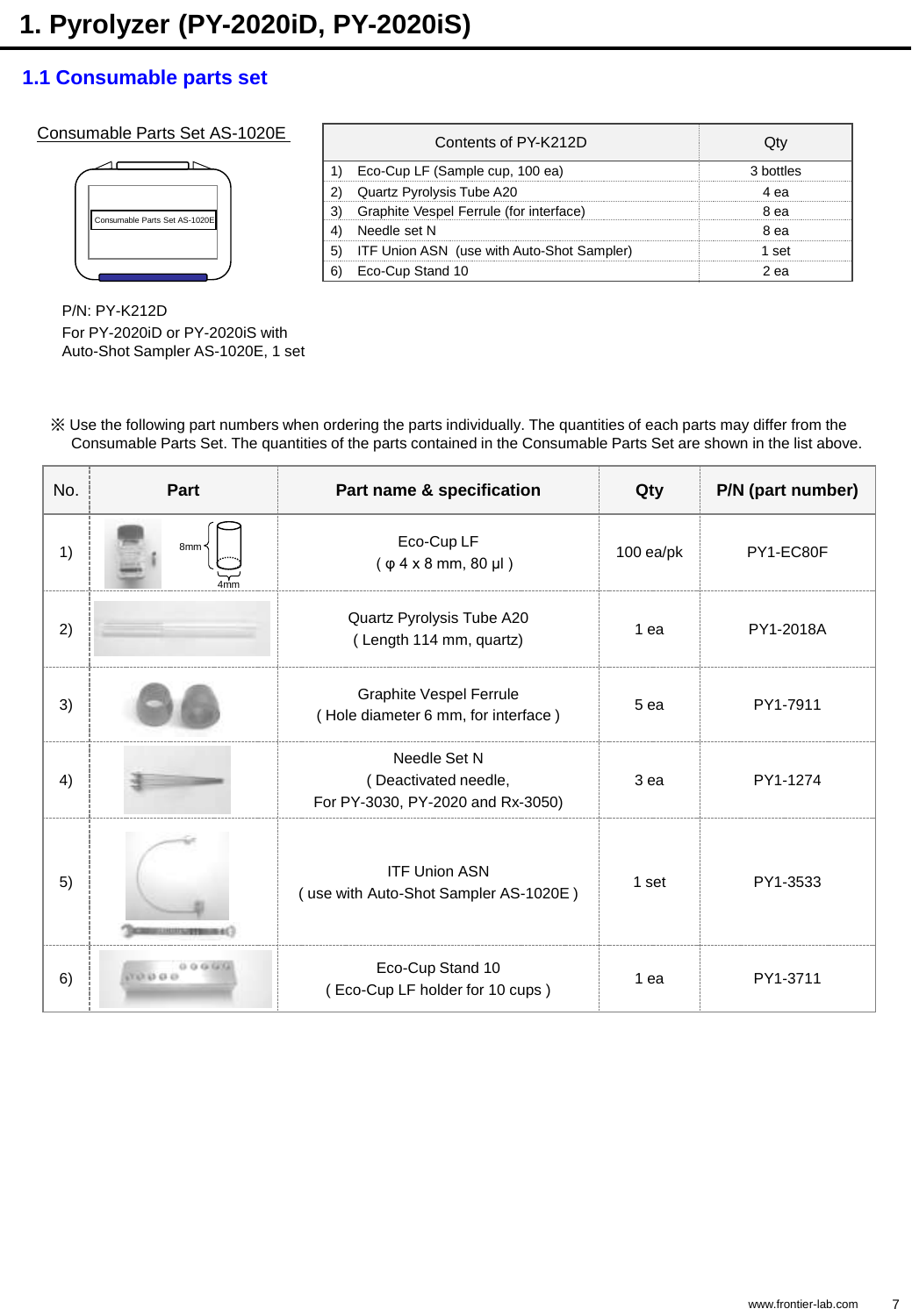# 1. Pyrolyzer (PY-2020iD, PY-2020iS)

## 1.1 Consumable parts set

Consumable Parts Set AS-1020E

P/N: PY-K212D
For PY-2020iD or PY-2020iS with Auto-Shot Sampler AS-1020E, 1 set

| Contents of PY-K212D | Qty |
|---|---|
| 1) Eco-Cup LF (Sample cup, 100 ea) | 3 bottles |
| 2) Quartz Pyrolysis Tube A20 | 4 ea |
| 3) Graphite Vespel Ferrule (for interface) | 8 ea |
| 4) Needle set N | 8 ea |
| 5) ITF Union ASN (use with Auto-Shot Sampler) | 1 set |
| 6) Eco-Cup Stand 10 | 2 ea |

※ Use the following part numbers when ordering the parts individually. The quantities of each parts may differ from the Consumable Parts Set. The quantities of the parts contained in the Consumable Parts Set are shown in the list above.

| No. | Part | Part name & specification | Qty | P/N (part number) |
|---|---|---|---|---|
| 1) | 8mm, 4mm | Eco-Cup LF ( φ 4 x 8 mm, 80 μl ) | 100 ea/pk | PY1-EC80F |
| 2) | | Quartz Pyrolysis Tube A20 ( Length 114 mm, quartz) | 1 ea | PY1-2018A |
| 3) | | Graphite Vespel Ferrule ( Hole diameter 6 mm, for interface ) | 5 ea | PY1-7911 |
| 4) | | Needle Set N ( Deactivated needle, For PY-3030, PY-2020 and Rx-3050) | 3 ea | PY1-1274 |
| 5) | | ITF Union ASN ( use with Auto-Shot Sampler AS-1020E ) | 1 set | PY1-3533 |
| 6) | | Eco-Cup Stand 10 ( Eco-Cup LF holder for 10 cups ) | 1 ea | PY1-3711 |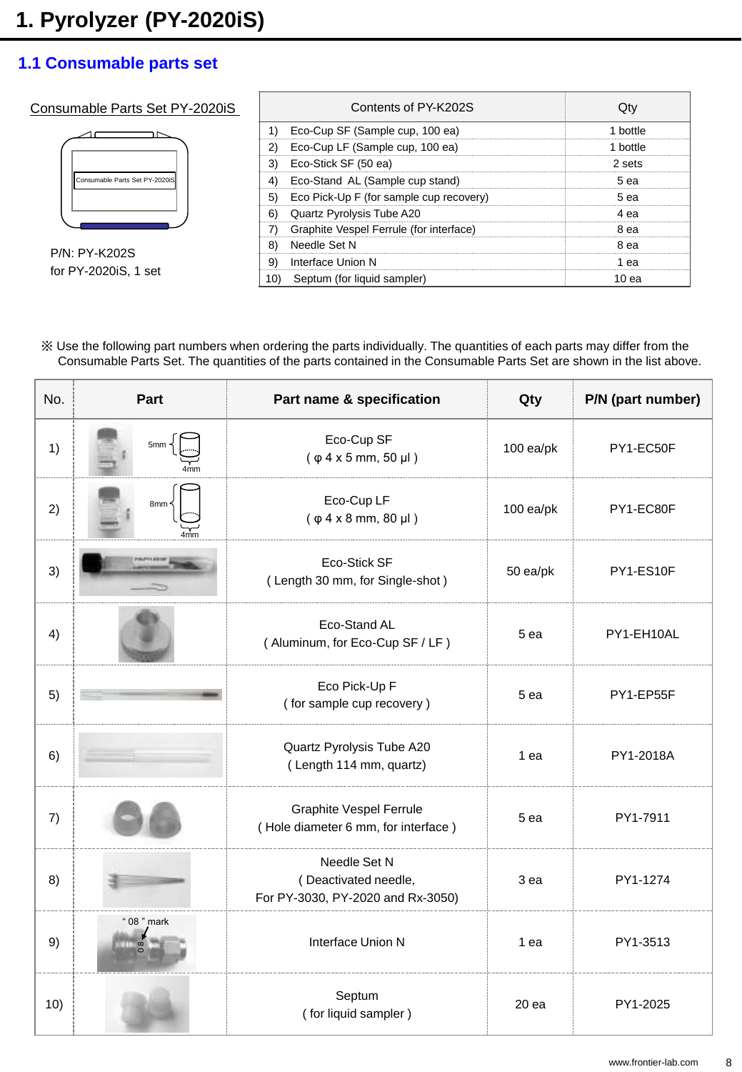# 1. Pyrolyzer (PY-2020iS)

## 1.1 Consumable parts set

Consumable Parts Set PY-2020iS

P/N: PY-K202S
for PY-2020iS, 1 set

| Contents of PY-K202S | Qty |
|---|---|
| 1) Eco-Cup SF (Sample cup, 100 ea) | 1 bottle |
| 2) Eco-Cup LF (Sample cup, 100 ea) | 1 bottle |
| 3) Eco-Stick SF (50 ea) | 2 sets |
| 4) Eco-Stand AL (Sample cup stand) | 5 ea |
| 5) Eco Pick-Up F (for sample cup recovery) | 5 ea |
| 6) Quartz Pyrolysis Tube A20 | 4 ea |
| 7) Graphite Vespel Ferrule (for interface) | 8 ea |
| 8) Needle Set N | 8 ea |
| 9) Interface Union N | 1 ea |
| 10) Septum (for liquid sampler) | 10 ea |

※ Use the following part numbers when ordering the parts individually. The quantities of each parts may differ from the Consumable Parts Set. The quantities of the parts contained in the Consumable Parts Set are shown in the list above.

| No. | Part | Part name & specification | Qty | P/N (part number) |
|---|---|---|---|---|
| 1) | 5mm, 4mm | Eco-Cup SF<br>( φ 4 x 5 mm, 50 μl ) | 100 ea/pk | PY1-EC50F |
| 2) | 8mm, 4mm | Eco-Cup LF<br>( φ 4 x 8 mm, 80 μl ) | 100 ea/pk | PY1-EC80F |
| 3) | | Eco-Stick SF<br>( Length 30 mm, for Single-shot ) | 50 ea/pk | PY1-ES10F |
| 4) | | Eco-Stand AL<br>( Aluminum, for Eco-Cup SF / LF ) | 5 ea | PY1-EH10AL |
| 5) | | Eco Pick-Up F<br>( for sample cup recovery ) | 5 ea | PY1-EP55F |
| 6) | | Quartz Pyrolysis Tube A20<br>( Length 114 mm, quartz) | 1 ea | PY1-2018A |
| 7) | | Graphite Vespel Ferrule<br>( Hole diameter 6 mm, for interface ) | 5 ea | PY1-7911 |
| 8) | | Needle Set N<br>( Deactivated needle,<br>For PY-3030, PY-2020 and Rx-3050) | 3 ea | PY1-1274 |
| 9) | " 08 " mark | Interface Union N | 1 ea | PY1-3513 |
| 10) | | Septum<br>( for liquid sampler ) | 20 ea | PY1-2025 |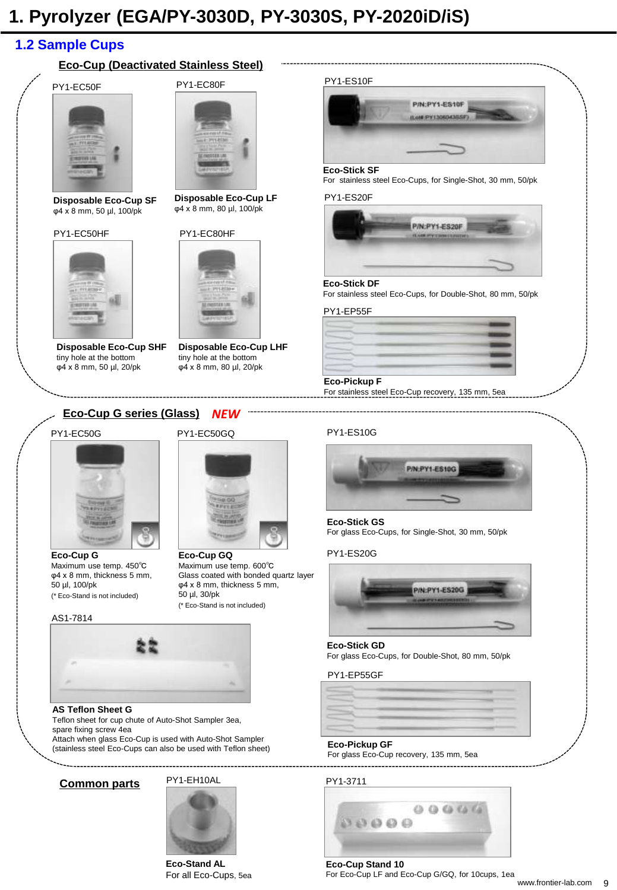# 1. Pyrolyzer (EGA/PY-3030D, PY-3030S, PY-2020iD/iS)

## 1.2 Sample Cups

### Eco-Cup (Deactivated Stainless Steel)

PY1-EC50F

**Disposable Eco-Cup SF**
φ4 x 8 mm, 50 µl, 100/pk

PY1-EC80F

**Disposable Eco-Cup LF**
φ4 x 8 mm, 80 µl, 100/pk

PY1-EC50HF

**Disposable Eco-Cup SHF**
tiny hole at the bottom
φ4 x 8 mm, 50 µl, 20/pk

PY1-EC80HF

**Disposable Eco-Cup LHF**
tiny hole at the bottom
φ4 x 8 mm, 80 µl, 20/pk

PY1-ES10F

**Eco-Stick SF**
For stainless steel Eco-Cups, for Single-Shot, 30 mm, 50/pk

PY1-ES20F

**Eco-Stick DF**
For stainless steel Eco-Cups, for Double-Shot, 80 mm, 50/pk

PY1-EP55F

**Eco-Pickup F**
For stainless steel Eco-Cup recovery, 135 mm, 5ea

### Eco-Cup G series (Glass) *NEW*

PY1-EC50G

**Eco-Cup G**
Maximum use temp. 450℃
φ4 x 8 mm, thickness 5 mm,
50 µl, 100/pk
(* Eco-Stand is not included)

PY1-EC50GQ

**Eco-Cup GQ**
Maximum use temp. 600℃
Glass coated with bonded quartz layer
φ4 x 8 mm, thickness 5 mm,
50 µl, 30/pk
(* Eco-Stand is not included)

AS1-7814

**AS Teflon Sheet G**
Teflon sheet for cup chute of Auto-Shot Sampler 3ea,
spare fixing screw 4ea
Attach when glass Eco-Cup is used with Auto-Shot Sampler
(stainless steel Eco-Cups can also be used with Teflon sheet)

PY1-ES10G

**Eco-Stick GS**
For glass Eco-Cups, for Single-Shot, 30 mm, 50/pk

PY1-ES20G

**Eco-Stick GD**
For glass Eco-Cups, for Double-Shot, 80 mm, 50/pk

PY1-EP55GF

**Eco-Pickup GF**
For glass Eco-Cup recovery, 135 mm, 5ea

### Common parts

PY1-EH10AL

**Eco-Stand AL**
For all Eco-Cups, 5ea

PY1-3711

**Eco-Cup Stand 10**
For Eco-Cup LF and Eco-Cup G/GQ, for 10cups, 1ea

www.frontier-lab.com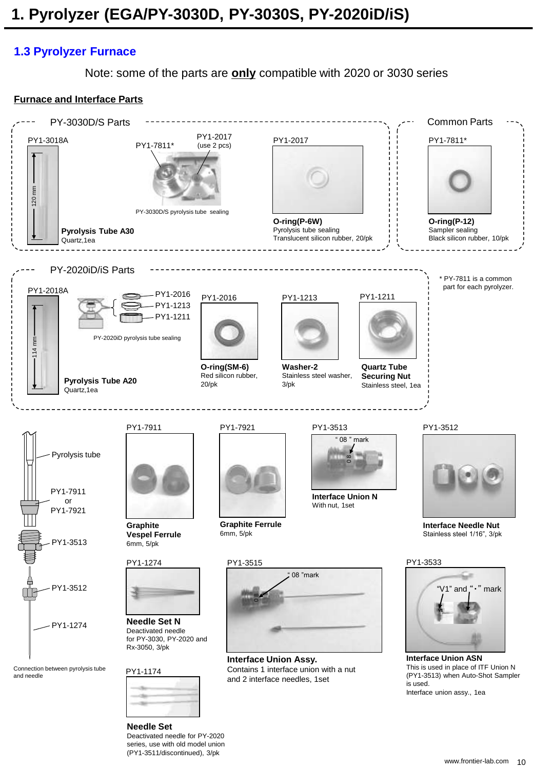# 1. Pyrolyzer (EGA/PY-3030D, PY-3030S, PY-2020iD/iS)

## 1.3 Pyrolyzer Furnace

Note: some of the parts are **only** compatible with 2020 or 3030 series

### Furnace and Interface Parts

#### PY-3030D/S Parts

PY1-3018A

120 mm

**Pyrolysis Tube A30**
Quartz,1ea

PY1-7811*

PY1-2017 (use 2 pcs)

PY-3030D/S pyrolysis tube sealing

PY1-2017

**O-ring(P-6W)**
Pyrolysis tube sealing
Translucent silicon rubber, 20/pk

#### Common Parts

PY1-7811*

**O-ring(P-12)**
Sampler sealing
Black silicon rubber, 10/pk

#### PY-2020iD/iS Parts

PY1-2018A

114 mm

**Pyrolysis Tube A20**
Quartz,1ea

PY1-2016
PY1-1213
PY1-1211

PY-2020iD pyrolysis tube sealing

PY1-2016

**O-ring(SM-6)**
Red silicon rubber, 20/pk

PY1-1213

**Washer-2**
Stainless steel washer, 3/pk

PY1-1211

**Quartz Tube Securing Nut**
Stainless steel, 1ea

\* PY-7811 is a common part for each pyrolyzer.

---

Pyrolysis tube

PY1-7911 or PY1-7921

PY1-3513

PY1-3512

PY1-1274

Connection between pyrolysis tube and needle

PY1-7911

**Graphite Vespel Ferrule**
6mm, 5/pk

PY1-7921

**Graphite Ferrule**
6mm, 5/pk

PY1-3513

" 08 " mark

**Interface Union N**
With nut, 1set

PY1-3512

**Interface Needle Nut**
Stainless steel 1/16", 3/pk

PY1-1274

**Needle Set N**
Deactivated needle for PY-3030, PY-2020 and Rx-3050, 3/pk

PY1-3515

" 08 "mark

**Interface Union Assy.**
Contains 1 interface union with a nut and 2 interface needles, 1set

PY1-3533

"V1" and "・" mark

**Interface Union ASN**
This is used in place of ITF Union N (PY1-3513) when Auto-Shot Sampler is used.
Interface union assy., 1ea

PY1-1174

**Needle Set**
Deactivated needle for PY-2020 series, use with old model union (PY1-3511/discontinued), 3/pk

www.frontier-lab.com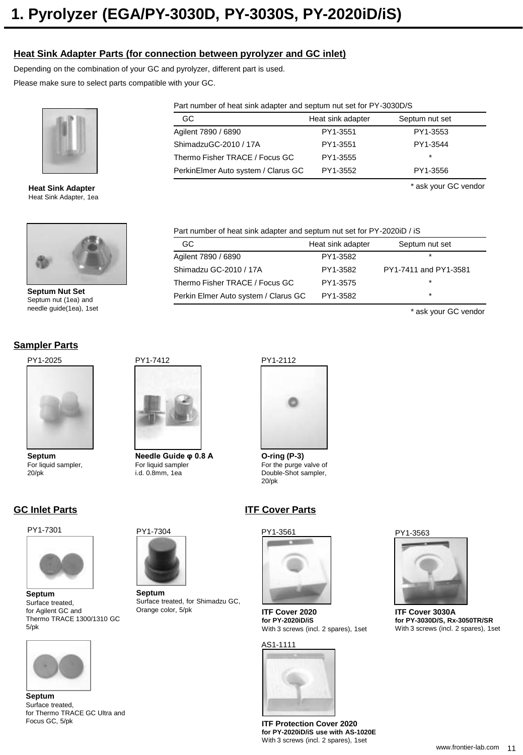# 1. Pyrolyzer (EGA/PY-3030D, PY-3030S, PY-2020iD/iS)

## Heat Sink Adapter Parts (for connection between pyrolyzer and GC inlet)

Depending on the combination of your GC and pyrolyzer, different part is used.

Please make sure to select parts compatible with your GC.

**Heat Sink Adapter**
Heat Sink Adapter, 1ea

Part number of heat sink adapter and septum nut set for PY-3030D/S

| GC | Heat sink adapter | Septum nut set |
|---|---|---|
| Agilent 7890 / 6890 | PY1-3551 | PY1-3553 |
| ShimadzuGC-2010 / 17A | PY1-3551 | PY1-3544 |
| Thermo Fisher TRACE / Focus GC | PY1-3555 | * |
| PerkinElmer Auto system / Clarus GC | PY1-3552 | PY1-3556 |

* ask your GC vendor

**Septum Nut Set**
Septum nut (1ea) and needle guide(1ea), 1set

Part number of heat sink adapter and septum nut set for PY-2020iD / iS

| GC | Heat sink adapter | Septum nut set |
|---|---|---|
| Agilent 7890 / 6890 | PY1-3582 | * |
| Shimadzu GC-2010 / 17A | PY1-3582 | PY1-7411 and PY1-3581 |
| Thermo Fisher TRACE / Focus GC | PY1-3575 | * |
| Perkin Elmer Auto system / Clarus GC | PY1-3582 | * |

* ask your GC vendor

## Sampler Parts

PY1-2025
**Septum**
For liquid sampler, 20/pk

PY1-7412
**Needle Guide φ 0.8 A**
For liquid sampler i.d. 0.8mm, 1ea

PY1-2112
**O-ring (P-3)**
For the purge valve of Double-Shot sampler, 20/pk

## GC Inlet Parts

PY1-7301
**Septum**
Surface treated, for Agilent GC and Thermo TRACE 1300/1310 GC 5/pk

**Septum**
Surface treated, for Thermo TRACE GC Ultra and Focus GC, 5/pk

PY1-7304
**Septum**
Surface treated, for Shimadzu GC, Orange color, 5/pk

## ITF Cover Parts

PY1-3561
**ITF Cover 2020**
**for PY-2020iD/iS**
With 3 screws (incl. 2 spares), 1set

AS1-1111
**ITF Protection Cover 2020**
**for PY-2020iD/iS use with AS-1020E**
With 3 screws (incl. 2 spares), 1set

PY1-3563
**ITF Cover 3030A**
**for PY-3030D/S, Rx-3050TR/SR**
With 3 screws (incl. 2 spares), 1set

www.frontier-lab.com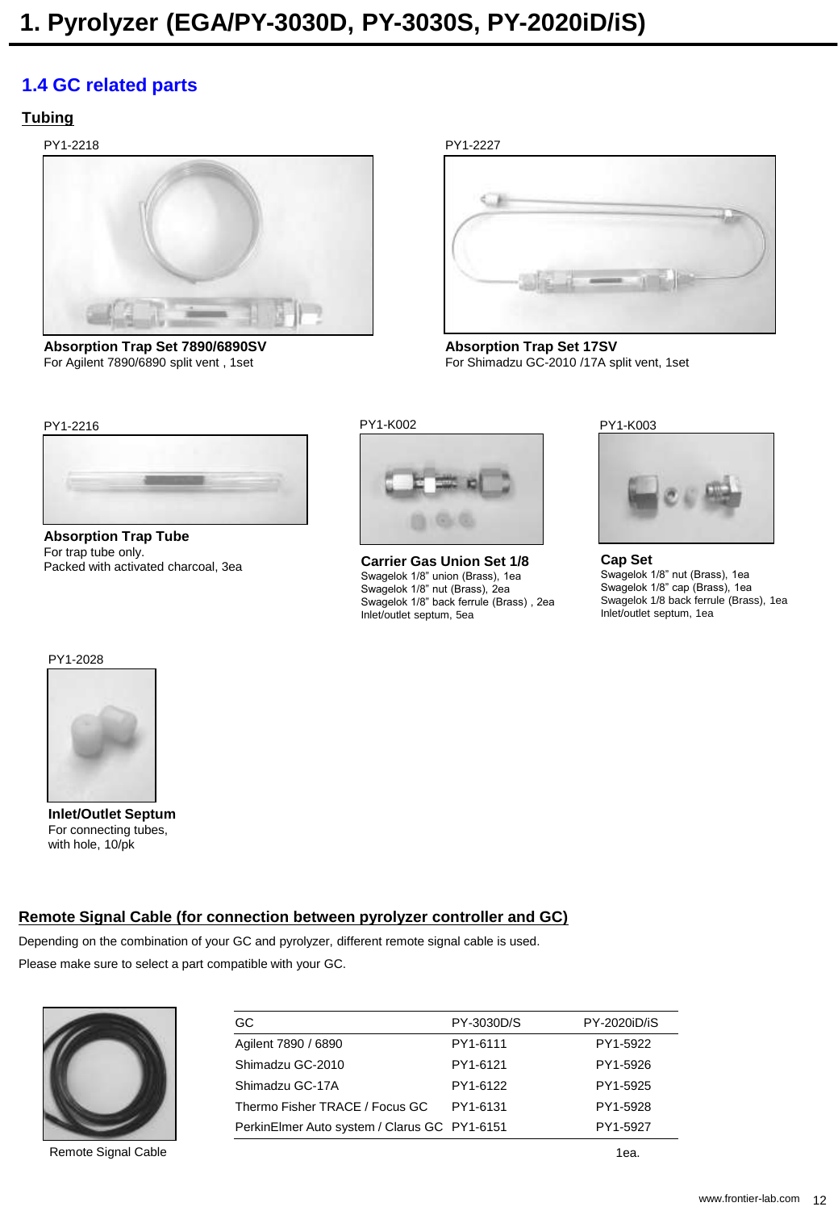# 1. Pyrolyzer (EGA/PY-3030D, PY-3030S, PY-2020iD/iS)

## 1.4 GC related parts

### Tubing

PY1-2218

**Absorption Trap Set 7890/6890SV**
For Agilent 7890/6890 split vent , 1set

PY1-2227

**Absorption Trap Set 17SV**
For Shimadzu GC-2010 /17A split vent, 1set

PY1-2216

**Absorption Trap Tube**
For trap tube only.
Packed with activated charcoal, 3ea

PY1-K002

**Carrier Gas Union Set 1/8**
Swagelok 1/8" union (Brass), 1ea
Swagelok 1/8" nut (Brass), 2ea
Swagelok 1/8" back ferrule (Brass) , 2ea
Inlet/outlet septum, 5ea

PY1-K003

**Cap Set**
Swagelok 1/8" nut (Brass), 1ea
Swagelok 1/8" cap (Brass), 1ea
Swagelok 1/8 back ferrule (Brass), 1ea
Inlet/outlet septum, 1ea

PY1-2028

**Inlet/Outlet Septum**
For connecting tubes,
with hole, 10/pk

### Remote Signal Cable (for connection between pyrolyzer controller and GC)

Depending on the combination of your GC and pyrolyzer, different remote signal cable is used.
Please make sure to select a part compatible with your GC.

Remote Signal Cable

| GC | PY-3030D/S | PY-2020iD/iS |
|---|---|---|
| Agilent 7890 / 6890 | PY1-6111 | PY1-5922 |
| Shimadzu GC-2010 | PY1-6121 | PY1-5926 |
| Shimadzu GC-17A | PY1-6122 | PY1-5925 |
| Thermo Fisher TRACE / Focus GC | PY1-6131 | PY1-5928 |
| PerkinElmer Auto system / Clarus GC | PY1-6151 | PY1-5927 |

1ea.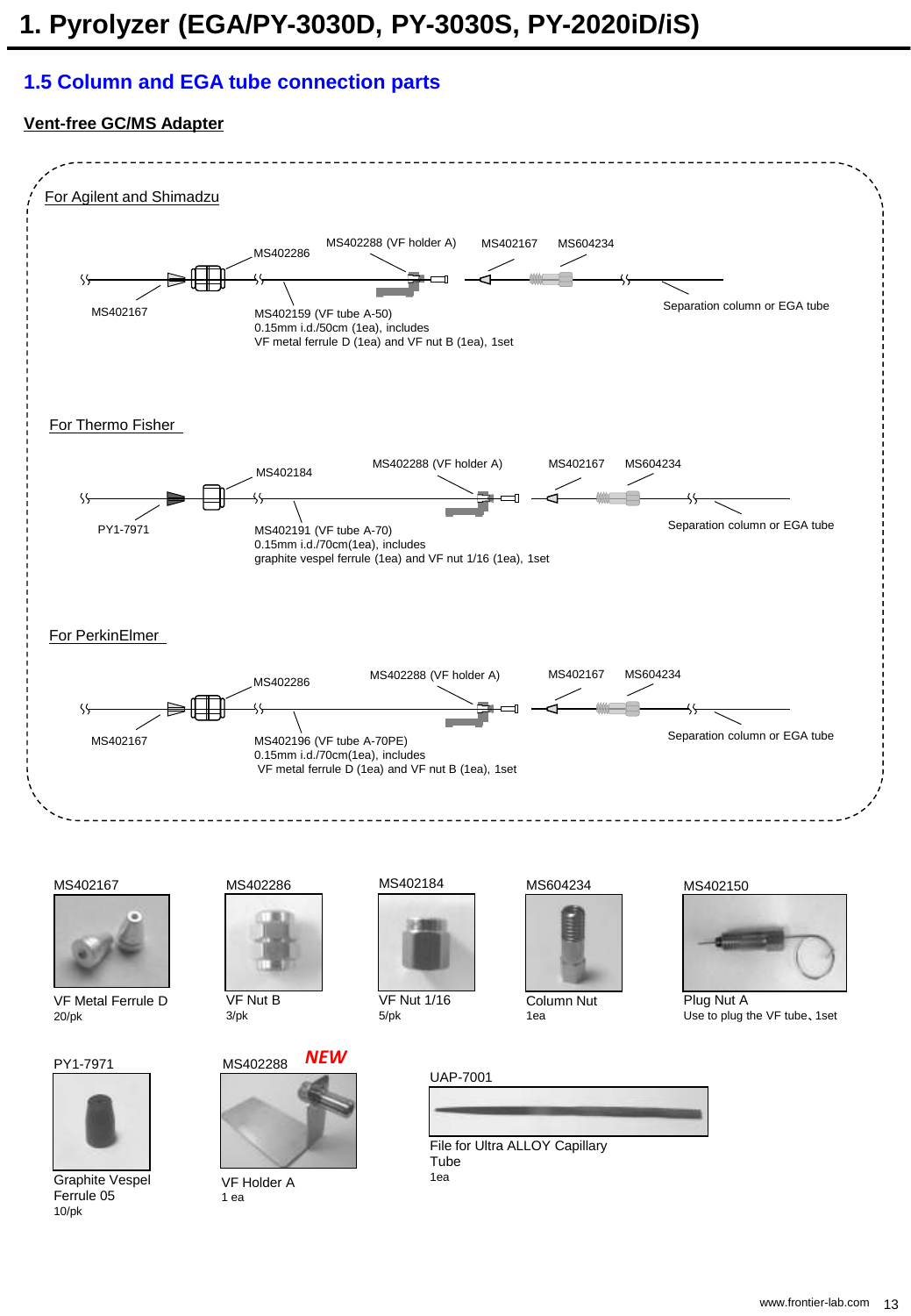# 1. Pyrolyzer (EGA/PY-3030D, PY-3030S, PY-2020iD/iS)

## 1.5 Column and EGA tube connection parts

### Vent-free GC/MS Adapter

**For Agilent and Shimadzu**

MS402286

MS402288 (VF holder A)

MS402167

MS604234

MS402167

MS402159 (VF tube A-50)
0.15mm i.d./50cm (1ea), includes
VF metal ferrule D (1ea) and VF nut B (1ea), 1set

Separation column or EGA tube

**For Thermo Fisher**

MS402184

MS402288 (VF holder A)

MS402167

MS604234

PY1-7971

MS402191 (VF tube A-70)
0.15mm i.d./70cm(1ea), includes
graphite vespel ferrule (1ea) and VF nut 1/16 (1ea), 1set

Separation column or EGA tube

**For PerkinElmer**

MS402286

MS402288 (VF holder A)

MS402167

MS604234

MS402167

MS402196 (VF tube A-70PE)
0.15mm i.d./70cm(1ea), includes
VF metal ferrule D (1ea) and VF nut B (1ea), 1set

Separation column or EGA tube

---

**MS402167**
VF Metal Ferrule D
20/pk

**MS402286**
VF Nut B
3/pk

**MS402184**
VF Nut 1/16
5/pk

**MS604234**
Column Nut
1ea

**MS402150**
Plug Nut A
Use to plug the VF tube、1set

**PY1-7971**
Graphite Vespel Ferrule 05
10/pk

**MS402288** ***NEW***
VF Holder A
1 ea

**UAP-7001**
File for Ultra ALLOY Capillary Tube
1ea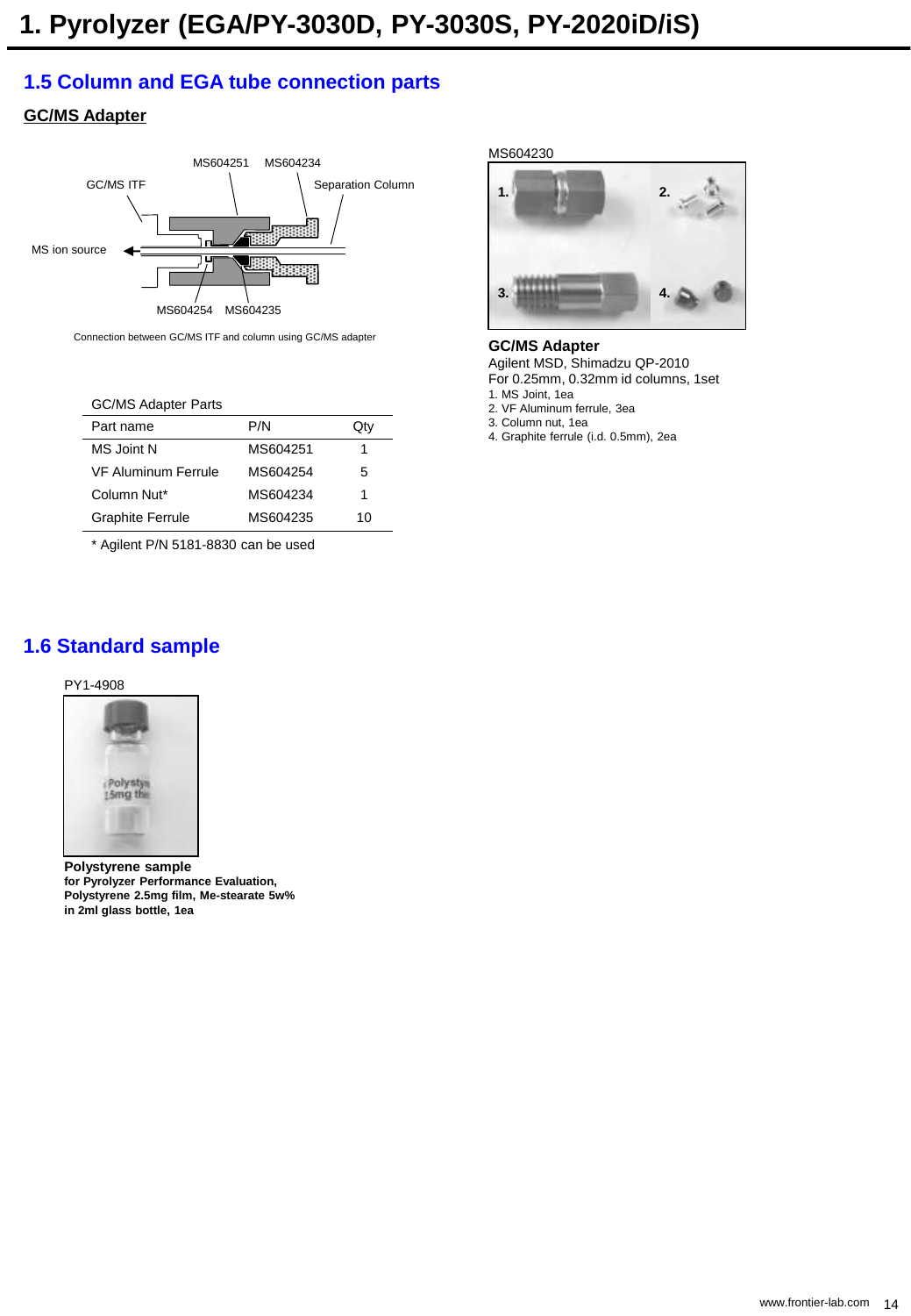# 1. Pyrolyzer (EGA/PY-3030D, PY-3030S, PY-2020iD/iS)

## 1.5 Column and EGA tube connection parts

### GC/MS Adapter

GC/MS ITF, MS604251, MS604234, Separation Column, MS ion source, MS604254, MS604235

Connection between GC/MS ITF and column using GC/MS adapter

GC/MS Adapter Parts

| Part name | P/N | Qty |
|---|---|---|
| MS Joint N | MS604251 | 1 |
| VF Aluminum Ferrule | MS604254 | 5 |
| Column Nut* | MS604234 | 1 |
| Graphite Ferrule | MS604235 | 10 |

\* Agilent P/N 5181-8830 can be used

MS604230

**GC/MS Adapter**
Agilent MSD, Shimadzu QP-2010
For 0.25mm, 0.32mm id columns, 1set

1. MS Joint, 1ea
2. VF Aluminum ferrule, 3ea
3. Column nut, 1ea
4. Graphite ferrule (i.d. 0.5mm), 2ea

## 1.6 Standard sample

PY1-4908

**Polystyrene sample**
**for Pyrolyzer Performance Evaluation,**
**Polystyrene 2.5mg film, Me-stearate 5w%**
**in 2ml glass bottle, 1ea**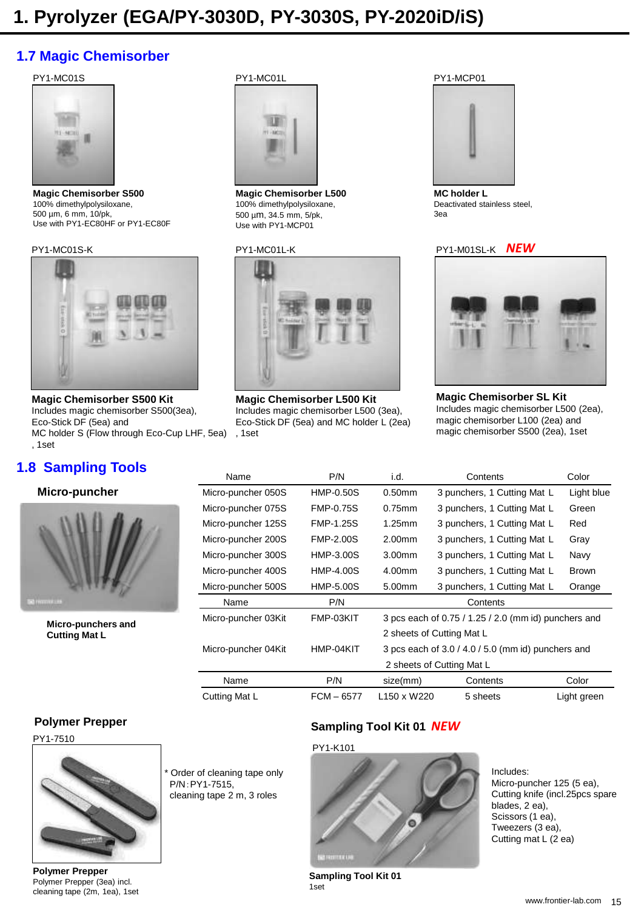# 1. Pyrolyzer (EGA/PY-3030D, PY-3030S, PY-2020iD/iS)

## 1.7 Magic Chemisorber

PY1-MC01S

**Magic Chemisorber S500**
100% dimethylpolysiloxane,
500 µm, 6 mm, 10/pk,
Use with PY1-EC80HF or PY1-EC80F

PY1-MC01L

**Magic Chemisorber L500**
100% dimethylpolysiloxane,
500 µm, 34.5 mm, 5/pk,
Use with PY1-MCP01

PY1-MCP01

**MC holder L**
Deactivated stainless steel,
3ea

PY1-MC01S-K

**Magic Chemisorber S500 Kit**
Includes magic chemisorber S500(3ea),
Eco-Stick DF (5ea) and
MC holder S (Flow through Eco-Cup LHF, 5ea)
, 1set

PY1-MC01L-K

**Magic Chemisorber L500 Kit**
Includes magic chemisorber L500 (3ea),
Eco-Stick DF (5ea) and MC holder L (2ea)
, 1set

PY1-M01SL-K ***NEW***

**Magic Chemisorber SL Kit**
Includes magic chemisorber L500 (2ea),
magic chemisorber L100 (2ea) and
magic chemisorber S500 (2ea), 1set

## 1.8 Sampling Tools

### Micro-puncher

**Micro-punchers and Cutting Mat L**

| Name | P/N | i.d. | Contents | Color |
|---|---|---|---|---|
| Micro-puncher 050S | HMP-0.50S | 0.50mm | 3 punchers, 1 Cutting Mat L | Light blue |
| Micro-puncher 075S | FMP-0.75S | 0.75mm | 3 punchers, 1 Cutting Mat L | Green |
| Micro-puncher 125S | FMP-1.25S | 1.25mm | 3 punchers, 1 Cutting Mat L | Red |
| Micro-puncher 200S | FMP-2.00S | 2.00mm | 3 punchers, 1 Cutting Mat L | Gray |
| Micro-puncher 300S | HMP-3.00S | 3.00mm | 3 punchers, 1 Cutting Mat L | Navy |
| Micro-puncher 400S | HMP-4.00S | 4.00mm | 3 punchers, 1 Cutting Mat L | Brown |
| Micro-puncher 500S | HMP-5.00S | 5.00mm | 3 punchers, 1 Cutting Mat L | Orange |

| Name | P/N | Contents |
|---|---|---|
| Micro-puncher 03Kit | FMP-03KIT | 3 pcs each of 0.75 / 1.25 / 2.0 (mm id) punchers and 2 sheets of Cutting Mat L |
| Micro-puncher 04Kit | HMP-04KIT | 3 pcs each of 3.0 / 4.0 / 5.0 (mm id) punchers and 2 sheets of Cutting Mat L |

| Name | P/N | size(mm) | Contents | Color |
|---|---|---|---|---|
| Cutting Mat L | FCM – 6577 | L150 x W220 | 5 sheets | Light green |

### Polymer Prepper

PY1-7510

\* Order of cleaning tape only
P/N: PY1-7515,
cleaning tape 2 m, 3 roles

**Polymer Prepper**
Polymer Prepper (3ea) incl.
cleaning tape (2m, 1ea), 1set

### Sampling Tool Kit 01 ***NEW***

PY1-K101

Includes:
Micro-puncher 125 (5 ea),
Cutting knife (incl.25pcs spare blades, 2 ea),
Scissors (1 ea),
Tweezers (3 ea),
Cutting mat L (2 ea)

**Sampling Tool Kit 01**
1set

www.frontier-lab.com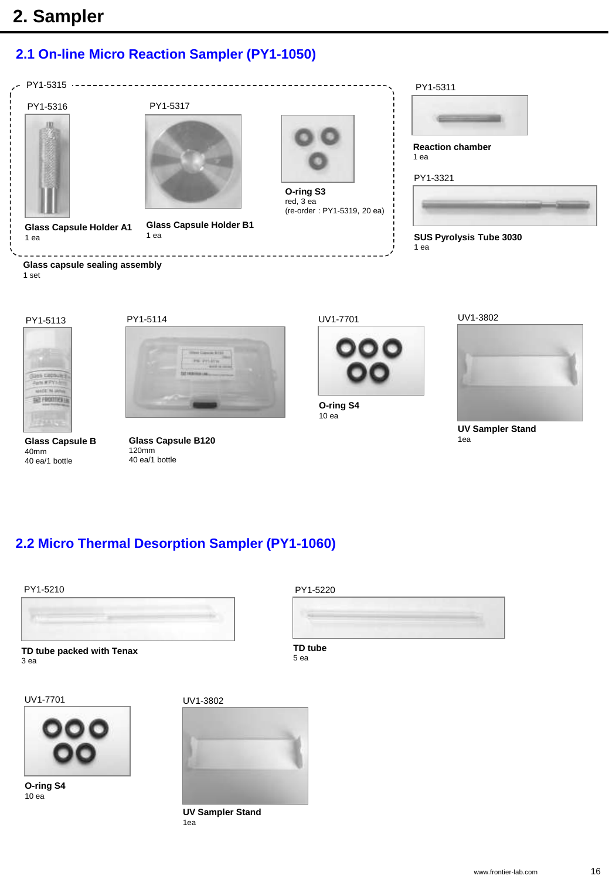# 2. Sampler

## 2.1 On-line Micro Reaction Sampler (PY1-1050)

PY1-5315

PY1-5316

**Glass Capsule Holder A1**
1 ea

PY1-5317

**Glass Capsule Holder B1**
1 ea

**O-ring S3**
red, 3 ea
(re-order : PY1-5319, 20 ea)

**Glass capsule sealing assembly**
1 set

PY1-5311

**Reaction chamber**
1 ea

PY1-3321

**SUS Pyrolysis Tube 3030**
1 ea

PY1-5113

**Glass Capsule B**
40mm
40 ea/1 bottle

PY1-5114

**Glass Capsule B120**
120mm
40 ea/1 bottle

UV1-7701

**O-ring S4**
10 ea

UV1-3802

**UV Sampler Stand**
1ea

## 2.2 Micro Thermal Desorption Sampler (PY1-1060)

PY1-5210

**TD tube packed with Tenax**
3 ea

PY1-5220

**TD tube**
5 ea

UV1-7701

**O-ring S4**
10 ea

UV1-3802

**UV Sampler Stand**
1ea

www.frontier-lab.com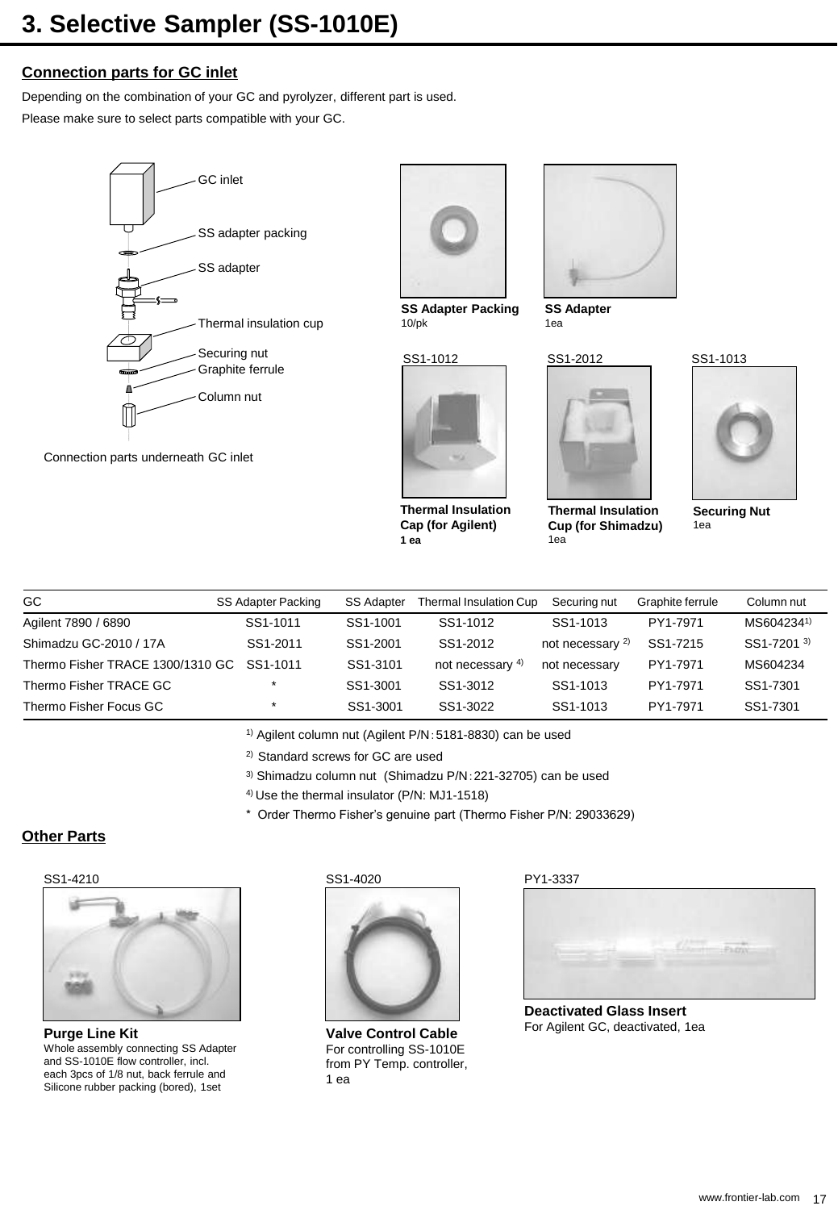# 3. Selective Sampler (SS-1010E)

## Connection parts for GC inlet

Depending on the combination of your GC and pyrolyzer, different part is used.

Please make sure to select parts compatible with your GC.

GC inlet

SS adapter packing

SS adapter

Thermal insulation cup

Securing nut

Graphite ferrule

Column nut

Connection parts underneath GC inlet

**SS Adapter Packing**
10/pk

**SS Adapter**
1ea

SS1-1012

**Thermal Insulation Cap (for Agilent)**
**1 ea**

SS1-2012

**Thermal Insulation Cup (for Shimadzu)**
1ea

SS1-1013

**Securing Nut**
1ea

| GC | SS Adapter Packing | SS Adapter | Thermal Insulation Cup | Securing nut | Graphite ferrule | Column nut |
|---|---|---|---|---|---|---|
| Agilent 7890 / 6890 | SS1-1011 | SS1-1001 | SS1-1012 | SS1-1013 | PY1-7971 | MS604234[1] |
| Shimadzu GC-2010 / 17A | SS1-2011 | SS1-2001 | SS1-2012 | not necessary [2] | SS1-7215 | SS1-7201 [3] |
| Thermo Fisher TRACE 1300/1310 GC | SS1-1011 | SS1-3101 | not necessary [4] | not necessary | PY1-7971 | MS604234 |
| Thermo Fisher TRACE GC | * | SS1-3001 | SS1-3012 | SS1-1013 | PY1-7971 | SS1-7301 |
| Thermo Fisher Focus GC | * | SS1-3001 | SS1-3022 | SS1-1013 | PY1-7971 | SS1-7301 |

[1] Agilent column nut (Agilent P/N：5181-8830) can be used

[2] Standard screws for GC are used

[3] Shimadzu column nut (Shimadzu P/N：221-32705) can be used

[4] Use the thermal insulator (P/N: MJ1-1518)

\* Order Thermo Fisher's genuine part (Thermo Fisher P/N: 29033629)

## Other Parts

SS1-4210

**Purge Line Kit**
Whole assembly connecting SS Adapter and SS-1010E flow controller, incl. each 3pcs of 1/8 nut, back ferrule and Silicone rubber packing (bored), 1set

SS1-4020

**Valve Control Cable**
For controlling SS-1010E from PY Temp. controller, 1 ea

PY1-3337

**Deactivated Glass Insert**
For Agilent GC, deactivated, 1ea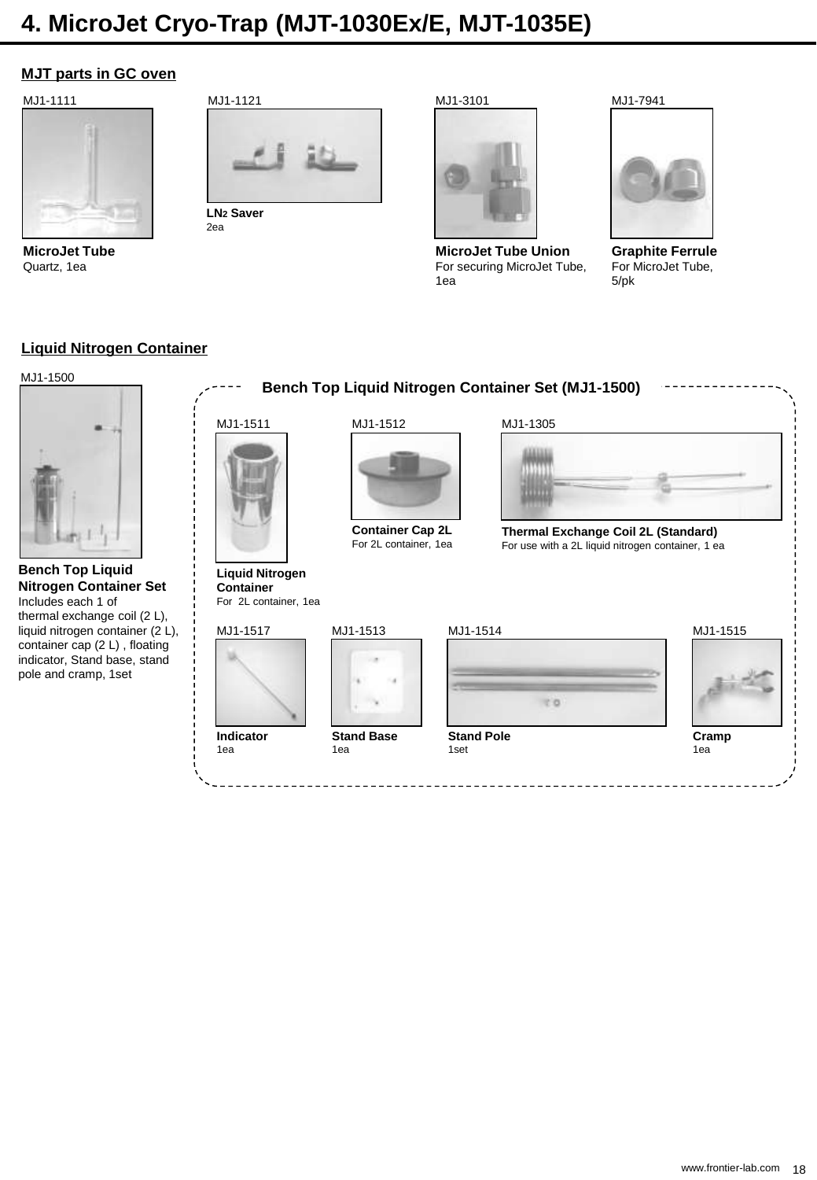# 4. MicroJet Cryo-Trap (MJT-1030Ex/E, MJT-1035E)

## MJT parts in GC oven

MJ1-1111

**MicroJet Tube**
Quartz, 1ea

MJ1-1121

**LN2 Saver**
2ea

MJ1-3101

**MicroJet Tube Union**
For securing MicroJet Tube, 1ea

MJ1-7941

**Graphite Ferrule**
For MicroJet Tube, 5/pk

## Liquid Nitrogen Container

MJ1-1500

**Bench Top Liquid Nitrogen Container Set**
Includes each 1 of thermal exchange coil (2 L), liquid nitrogen container (2 L), container cap (2 L) , floating indicator, Stand base, stand pole and cramp, 1set

### Bench Top Liquid Nitrogen Container Set (MJ1-1500)

MJ1-1511

**Liquid Nitrogen Container**
For 2L container, 1ea

MJ1-1512

**Container Cap 2L**
For 2L container, 1ea

MJ1-1305

**Thermal Exchange Coil 2L (Standard)**
For use with a 2L liquid nitrogen container, 1 ea

MJ1-1517

**Indicator**
1ea

MJ1-1513

**Stand Base**
1ea

MJ1-1514

**Stand Pole**
1set

MJ1-1515

**Cramp**
1ea

www.frontier-lab.com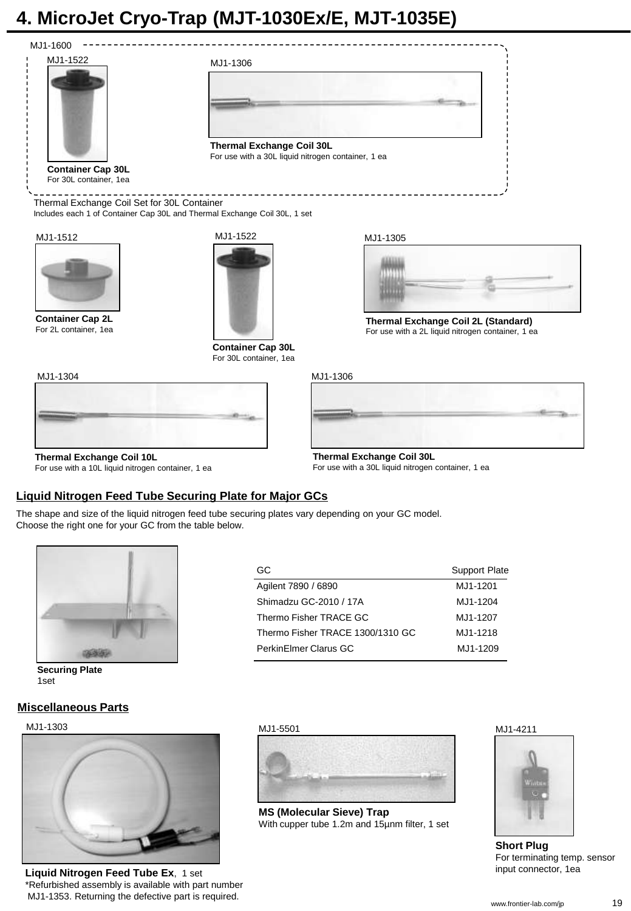# 4. MicroJet Cryo-Trap (MJT-1030Ex/E, MJT-1035E)

MJ1-1600

MJ1-1522

**Container Cap 30L**
For 30L container, 1ea

MJ1-1306

**Thermal Exchange Coil 30L**
For use with a 30L liquid nitrogen container, 1 ea

Thermal Exchange Coil Set for 30L Container
Includes each 1 of Container Cap 30L and Thermal Exchange Coil 30L, 1 set

MJ1-1512

**Container Cap 2L**
For 2L container, 1ea

MJ1-1522

**Container Cap 30L**
For 30L container, 1ea

MJ1-1305

**Thermal Exchange Coil 2L (Standard)**
For use with a 2L liquid nitrogen container, 1 ea

MJ1-1304

**Thermal Exchange Coil 10L**
For use with a 10L liquid nitrogen container, 1 ea

MJ1-1306

**Thermal Exchange Coil 30L**
For use with a 30L liquid nitrogen container, 1 ea

## Liquid Nitrogen Feed Tube Securing Plate for Major GCs

The shape and size of the liquid nitrogen feed tube securing plates vary depending on your GC model.
Choose the right one for your GC from the table below.

**Securing Plate**
1set

| GC | Support Plate |
|---|---|
| Agilent 7890 / 6890 | MJ1-1201 |
| Shimadzu GC-2010 / 17A | MJ1-1204 |
| Thermo Fisher TRACE GC | MJ1-1207 |
| Thermo Fisher TRACE 1300/1310 GC | MJ1-1218 |
| PerkinElmer Clarus GC | MJ1-1209 |

## Miscellaneous Parts

MJ1-1303

**Liquid Nitrogen Feed Tube Ex**, 1 set
*Refurbished assembly is available with part number MJ1-1353. Returning the defective part is required.

MJ1-5501

**MS (Molecular Sieve) Trap**
With cupper tube 1.2m and 15µnm filter, 1 set

MJ1-4211

**Short Plug**
For terminating temp. sensor input connector, 1ea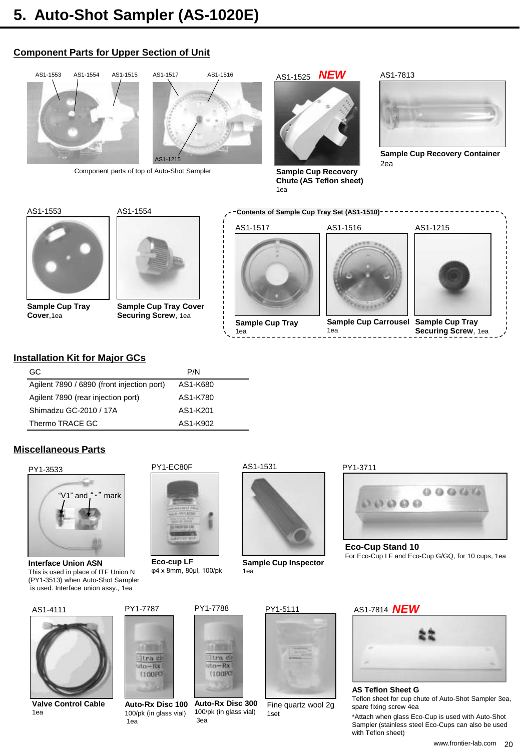# 5. Auto-Shot Sampler (AS-1020E)

## Component Parts for Upper Section of Unit

AS1-1553 AS1-1554 AS1-1515 AS1-1517 AS1-1516 AS1-1215

Component parts of top of Auto-Shot Sampler

AS1-1525 *NEW*

**Sample Cup Recovery Chute (AS Teflon sheet)**
1ea

AS1-7813

**Sample Cup Recovery Container**
2ea

AS1-1553

**Sample Cup Tray Cover**,1ea

AS1-1554

**Sample Cup Tray Cover Securing Screw**, 1ea

**Contents of Sample Cup Tray Set (AS1-1510)**

AS1-1517

**Sample Cup Tray**
1ea

AS1-1516

**Sample Cup Carrousel**
1ea

AS1-1215

**Sample Cup Tray Securing Screw**, 1ea

## Installation Kit for Major GCs

| GC | P/N |
|---|---|
| Agilent 7890 / 6890 (front injection port) | AS1-K680 |
| Agilent 7890 (rear injection port) | AS1-K780 |
| Shimadzu GC-2010 / 17A | AS1-K201 |
| Thermo TRACE GC | AS1-K902 |

## Miscellaneous Parts

PY1-3533

"V1" and "・" mark

**Interface Union ASN**
This is used in place of ITF Union N (PY1-3513) when Auto-Shot Sampler is used. Interface union assy., 1ea

PY1-EC80F

**Eco-cup LF**
φ4 x 8mm, 80μl, 100/pk

AS1-1531

**Sample Cup Inspector**
1ea

PY1-3711

**Eco-Cup Stand 10**
For Eco-Cup LF and Eco-Cup G/GQ, for 10 cups, 1ea

AS1-4111

**Valve Control Cable**
1ea

PY1-7787

**Auto-Rx Disc 100**
100/pk (in glass vial)
1ea

PY1-7788

**Auto-Rx Disc 300**
100/pk (in glass vial)
3ea

PY1-5111

Fine quartz wool 2g
1set

AS1-7814 *NEW*

**AS Teflon Sheet G**
Teflon sheet for cup chute of Auto-Shot Sampler 3ea, spare fixing screw 4ea

*Attach when glass Eco-Cup is used with Auto-Shot Sampler (stainless steel Eco-Cups can also be used with Teflon sheet)

www.frontier-lab.com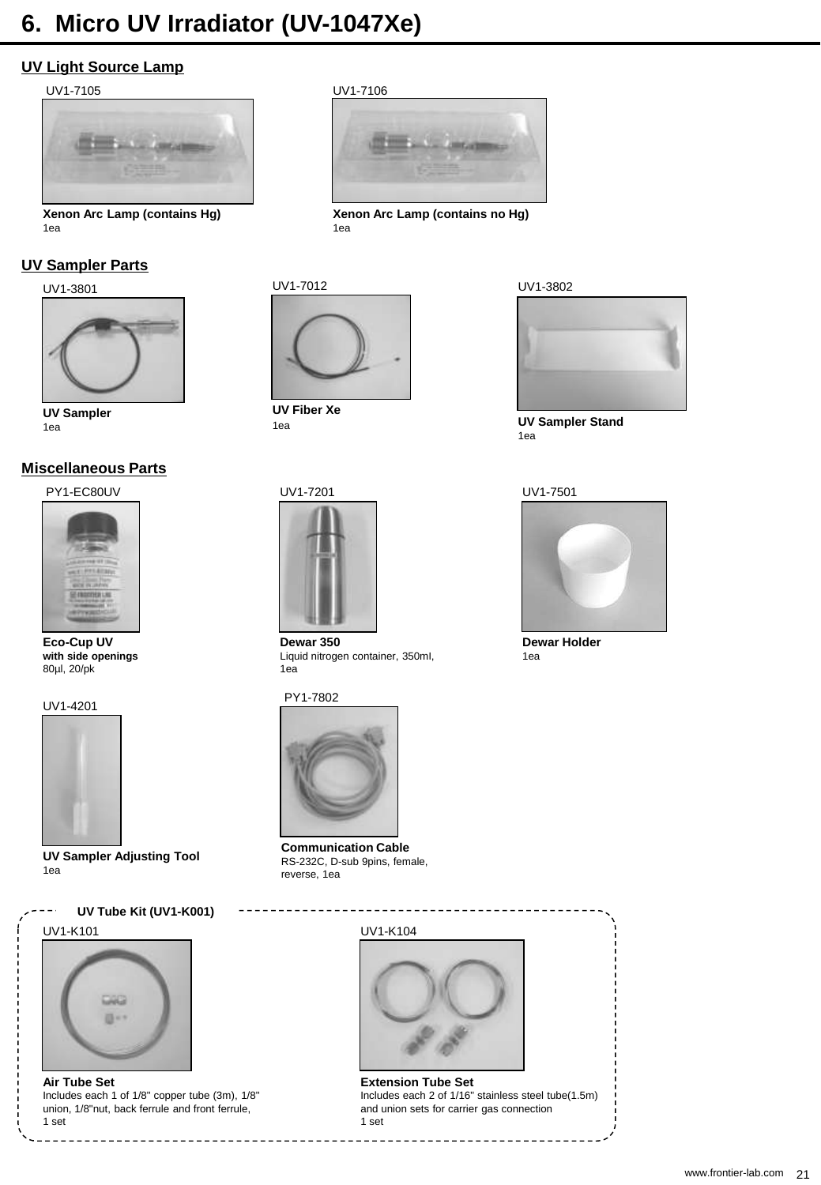# 6. Micro UV Irradiator (UV-1047Xe)

## UV Light Source Lamp

UV1-7105

**Xenon Arc Lamp (contains Hg)**
1ea

UV1-7106

**Xenon Arc Lamp (contains no Hg)**
1ea

## UV Sampler Parts

UV1-3801

**UV Sampler**
1ea

UV1-7012

**UV Fiber Xe**
1ea

UV1-3802

**UV Sampler Stand**
1ea

## Miscellaneous Parts

PY1-EC80UV

**Eco-Cup UV**
**with side openings**
80μl, 20/pk

UV1-7201

**Dewar 350**
Liquid nitrogen container, 350ml,
1ea

UV1-7501

**Dewar Holder**
1ea

UV1-4201

**UV Sampler Adjusting Tool**
1ea

PY1-7802

**Communication Cable**
RS-232C, D-sub 9pins, female,
reverse, 1ea

### UV Tube Kit (UV1-K001)

UV1-K101

**Air Tube Set**
Includes each 1 of 1/8" copper tube (3m), 1/8" union, 1/8"nut, back ferrule and front ferrule,
1 set

UV1-K104

**Extension Tube Set**
Includes each 2 of 1/16" stainless steel tube(1.5m) and union sets for carrier gas connection
1 set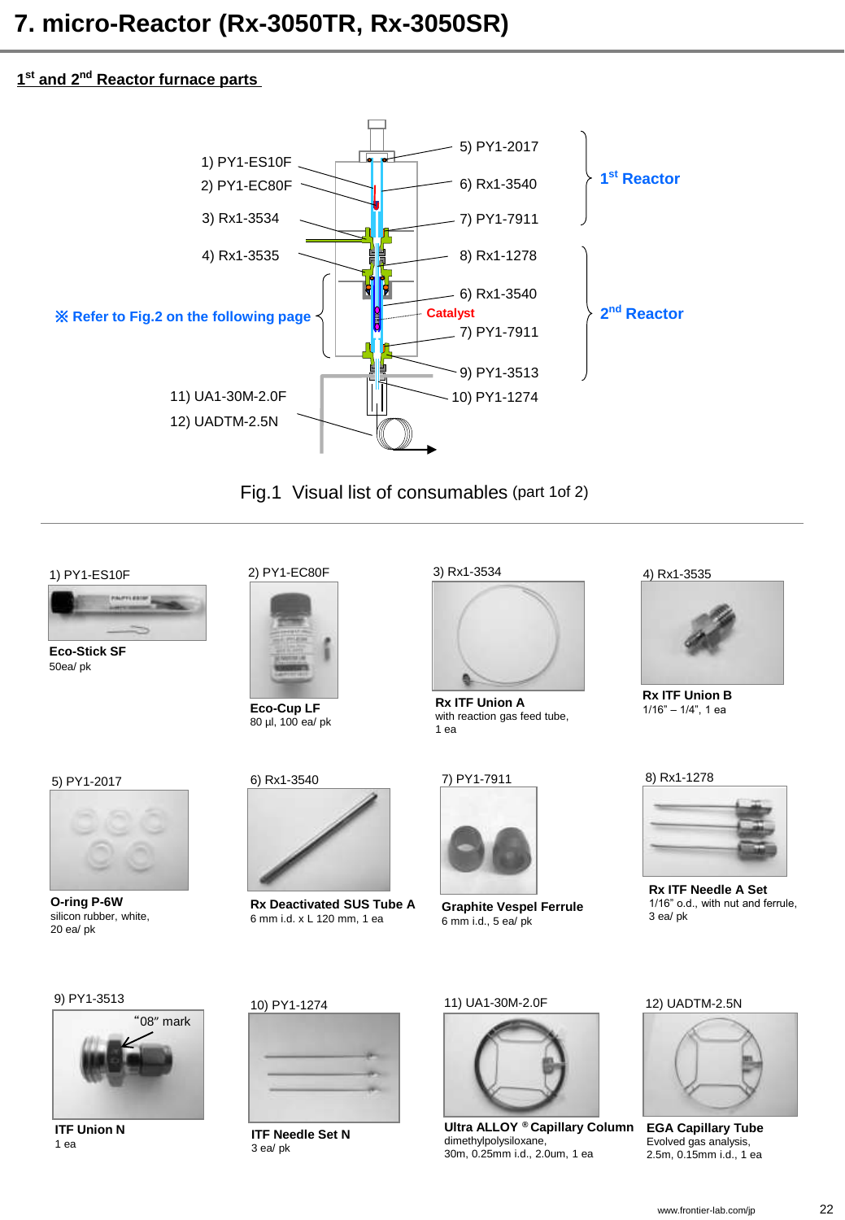# 7. micro-Reactor (Rx-3050TR, Rx-3050SR)

## 1st and 2nd Reactor furnace parts

1) PY1-ES10F
2) PY1-EC80F
3) Rx1-3534
4) Rx1-3535
5) PY1-2017
6) Rx1-3540
7) PY1-7911
8) Rx1-1278
6) Rx1-3540
7) PY1-7911
9) PY1-3513
10) PY1-1274
11) UA1-30M-2.0F
12) UADTM-2.5N

1st Reactor

2nd Reactor

Catalyst

※ Refer to Fig.2 on the following page

Fig.1 Visual list of consumables (part 1of 2)

---

1) PY1-ES10F
**Eco-Stick SF**
50ea/ pk

2) PY1-EC80F
**Eco-Cup LF**
80 µl, 100 ea/ pk

3) Rx1-3534
**Rx ITF Union A**
with reaction gas feed tube,
1 ea

4) Rx1-3535
**Rx ITF Union B**
1/16" – 1/4", 1 ea

5) PY1-2017
**O-ring P-6W**
silicon rubber, white,
20 ea/ pk

6) Rx1-3540
**Rx Deactivated SUS Tube A**
6 mm i.d. x L 120 mm, 1 ea

7) PY1-7911
**Graphite Vespel Ferrule**
6 mm i.d., 5 ea/ pk

8) Rx1-1278
**Rx ITF Needle A Set**
1/16" o.d., with nut and ferrule,
3 ea/ pk

9) PY1-3513
"08" mark
**ITF Union N**
1 ea

10) PY1-1274
**ITF Needle Set N**
3 ea/ pk

11) UA1-30M-2.0F
**Ultra ALLOY ® Capillary Column**
dimethylpolysiloxane,
30m, 0.25mm i.d., 2.0um, 1 ea

12) UADTM-2.5N
**EGA Capillary Tube**
Evolved gas analysis,
2.5m, 0.15mm i.d., 1 ea

www.frontier-lab.com/jp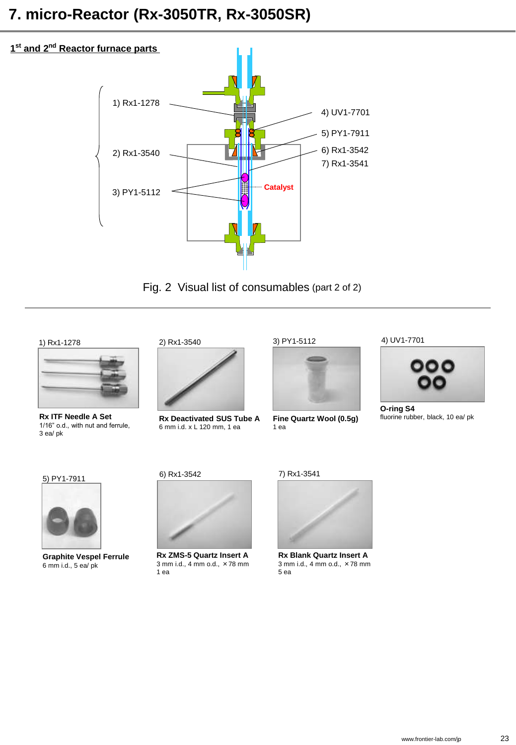# 7. micro-Reactor (Rx-3050TR, Rx-3050SR)

**1st and 2nd Reactor furnace parts**

1) Rx1-1278

2) Rx1-3540

3) PY1-5112

4) UV1-7701

5) PY1-7911

6) Rx1-3542

7) Rx1-3541

Catalyst

Fig. 2 Visual list of consumables (part 2 of 2)

---

1) Rx1-1278

**Rx ITF Needle A Set**
1/16" o.d., with nut and ferrule,
3 ea/ pk

2) Rx1-3540

**Rx Deactivated SUS Tube A**
6 mm i.d. x L 120 mm, 1 ea

3) PY1-5112

**Fine Quartz Wool (0.5g)**
1 ea

4) UV1-7701

**O-ring S4**
fluorine rubber, black, 10 ea/ pk

5) PY1-7911

**Graphite Vespel Ferrule**
6 mm i.d., 5 ea/ pk

6) Rx1-3542

**Rx ZMS-5 Quartz Insert A**
3 mm i.d., 4 mm o.d., ×78 mm
1 ea

7) Rx1-3541

**Rx Blank Quartz Insert A**
3 mm i.d., 4 mm o.d., ×78 mm
5 ea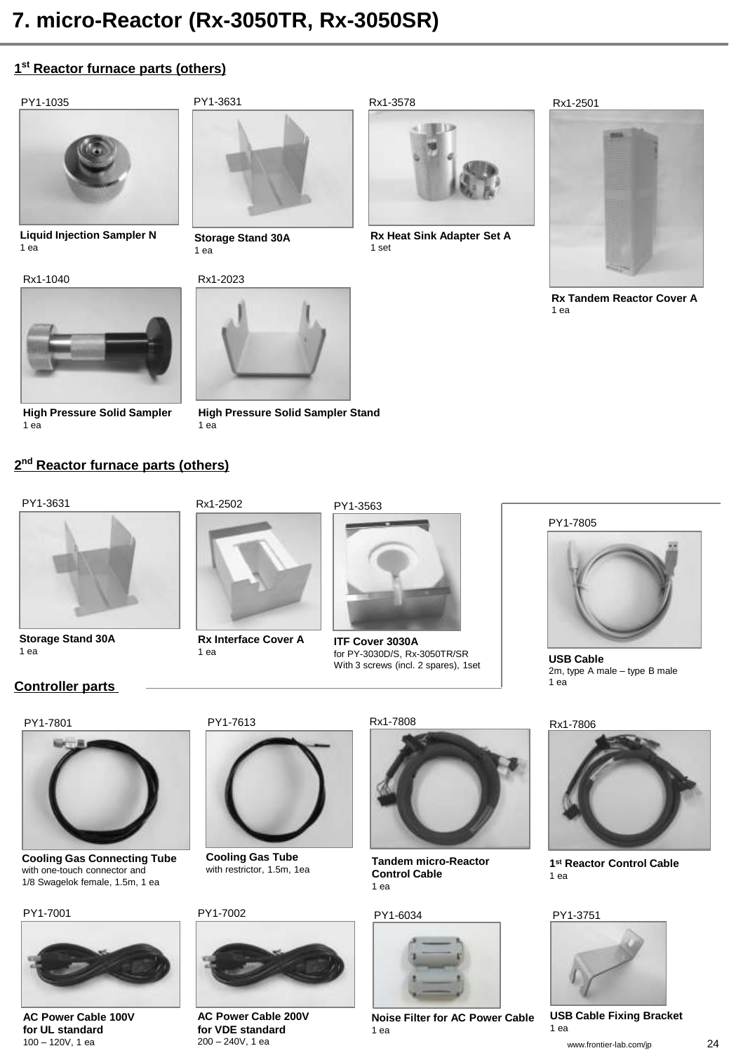# 7. micro-Reactor (Rx-3050TR, Rx-3050SR)

## 1st Reactor furnace parts (others)

PY1-1035

**Liquid Injection Sampler N**
1 ea

PY1-3631

**Storage Stand 30A**
1 ea

Rx1-3578

**Rx Heat Sink Adapter Set A**
1 set

Rx1-2501

**Rx Tandem Reactor Cover A**
1 ea

Rx1-1040

**High Pressure Solid Sampler**
1 ea

Rx1-2023

**High Pressure Solid Sampler Stand**
1 ea

## 2nd Reactor furnace parts (others)

PY1-3631

**Storage Stand 30A**
1 ea

Rx1-2502

**Rx Interface Cover A**
1 ea

PY1-3563

**ITF Cover 3030A**
for PY-3030D/S, Rx-3050TR/SR
With 3 screws (incl. 2 spares), 1set

## Controller parts

PY1-7805

**USB Cable**
2m, type A male – type B male
1 ea

PY1-7801

**Cooling Gas Connecting Tube**
with one-touch connector and
1/8 Swagelok female, 1.5m, 1 ea

PY1-7613

**Cooling Gas Tube**
with restrictor, 1.5m, 1ea

Rx1-7808

**Tandem micro-Reactor Control Cable**
1 ea

Rx1-7806

**1st Reactor Control Cable**
1 ea

PY1-7001

**AC Power Cable 100V for UL standard**
100 – 120V, 1 ea

PY1-7002

**AC Power Cable 200V for VDE standard**
200 – 240V, 1 ea

PY1-6034

**Noise Filter for AC Power Cable**
1 ea

PY1-3751

**USB Cable Fixing Bracket**
1 ea

www.frontier-lab.com/jp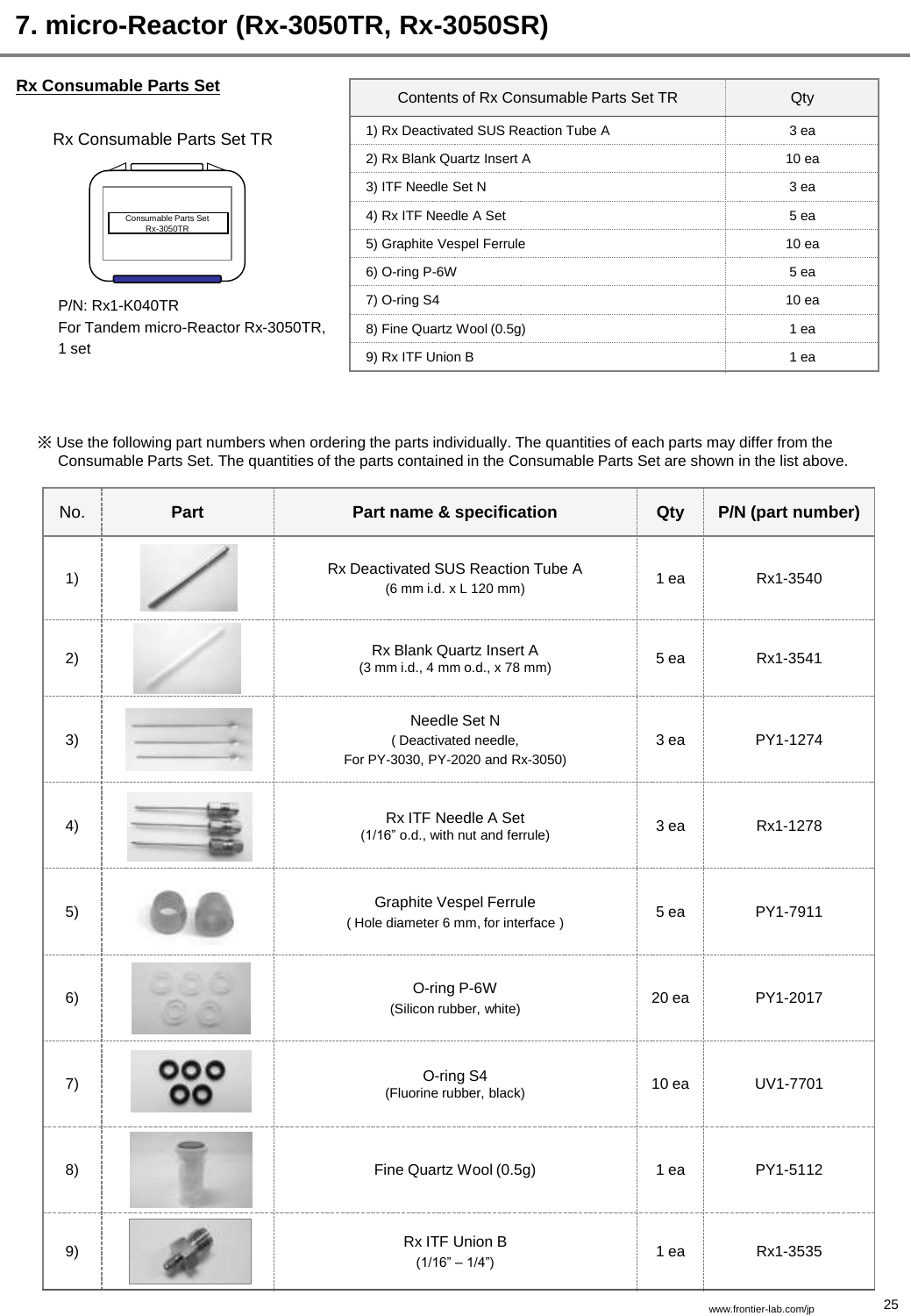# 7. micro-Reactor (Rx-3050TR, Rx-3050SR)

## Rx Consumable Parts Set

Rx Consumable Parts Set TR

Consumable Parts Set Rx-3050TR

P/N: Rx1-K040TR
For Tandem micro-Reactor Rx-3050TR, 1 set

| Contents of Rx Consumable Parts Set TR | Qty |
|---|---|
| 1) Rx Deactivated SUS Reaction Tube A | 3 ea |
| 2) Rx Blank Quartz Insert A | 10 ea |
| 3) ITF Needle Set N | 3 ea |
| 4) Rx ITF Needle A Set | 5 ea |
| 5) Graphite Vespel Ferrule | 10 ea |
| 6) O-ring P-6W | 5 ea |
| 7) O-ring S4 | 10 ea |
| 8) Fine Quartz Wool (0.5g) | 1 ea |
| 9) Rx ITF Union B | 1 ea |

※ Use the following part numbers when ordering the parts individually. The quantities of each parts may differ from the Consumable Parts Set. The quantities of the parts contained in the Consumable Parts Set are shown in the list above.

| No. | Part | Part name & specification | Qty | P/N (part number) |
|---|---|---|---|---|
| 1) | | Rx Deactivated SUS Reaction Tube A (6 mm i.d. x L 120 mm) | 1 ea | Rx1-3540 |
| 2) | | Rx Blank Quartz Insert A (3 mm i.d., 4 mm o.d., x 78 mm) | 5 ea | Rx1-3541 |
| 3) | | Needle Set N ( Deactivated needle, For PY-3030, PY-2020 and Rx-3050) | 3 ea | PY1-1274 |
| 4) | | Rx ITF Needle A Set (1/16" o.d., with nut and ferrule) | 3 ea | Rx1-1278 |
| 5) | | Graphite Vespel Ferrule ( Hole diameter 6 mm, for interface ) | 5 ea | PY1-7911 |
| 6) | | O-ring P-6W (Silicon rubber, white) | 20 ea | PY1-2017 |
| 7) | | O-ring S4 (Fluorine rubber, black) | 10 ea | UV1-7701 |
| 8) | | Fine Quartz Wool (0.5g) | 1 ea | PY1-5112 |
| 9) | | Rx ITF Union B (1/16" – 1/4") | 1 ea | Rx1-3535 |

www.frontier-lab.com/jp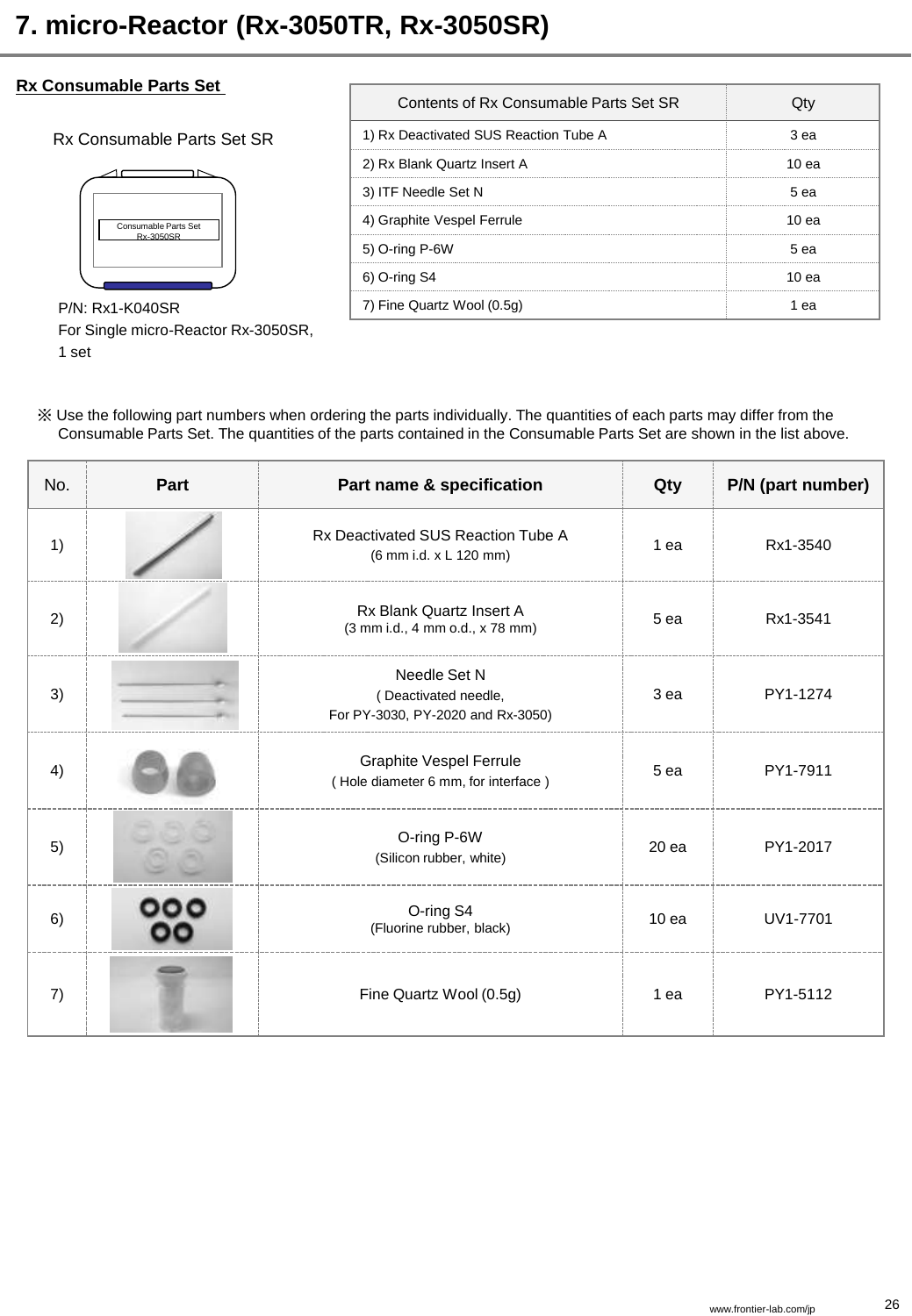# 7. micro-Reactor (Rx-3050TR, Rx-3050SR)

## Rx Consumable Parts Set

Rx Consumable Parts Set SR

Consumable Parts Set
Rx-3050SR

P/N: Rx1-K040SR
For Single micro-Reactor Rx-3050SR,
1 set

| Contents of Rx Consumable Parts Set SR | Qty |
|---|---|
| 1) Rx Deactivated SUS Reaction Tube A | 3 ea |
| 2) Rx Blank Quartz Insert A | 10 ea |
| 3) ITF Needle Set N | 5 ea |
| 4) Graphite Vespel Ferrule | 10 ea |
| 5) O-ring P-6W | 5 ea |
| 6) O-ring S4 | 10 ea |
| 7) Fine Quartz Wool (0.5g) | 1 ea |

※ Use the following part numbers when ordering the parts individually. The quantities of each parts may differ from the Consumable Parts Set. The quantities of the parts contained in the Consumable Parts Set are shown in the list above.

| No. | Part | Part name & specification | Qty | P/N (part number) |
|---|---|---|---|---|
| 1) | | Rx Deactivated SUS Reaction Tube A (6 mm i.d. x L 120 mm) | 1 ea | Rx1-3540 |
| 2) | | Rx Blank Quartz Insert A (3 mm i.d., 4 mm o.d., x 78 mm) | 5 ea | Rx1-3541 |
| 3) | | Needle Set N ( Deactivated needle, For PY-3030, PY-2020 and Rx-3050) | 3 ea | PY1-1274 |
| 4) | | Graphite Vespel Ferrule ( Hole diameter 6 mm, for interface ) | 5 ea | PY1-7911 |
| 5) | | O-ring P-6W (Silicon rubber, white) | 20 ea | PY1-2017 |
| 6) | | O-ring S4 (Fluorine rubber, black) | 10 ea | UV1-7701 |
| 7) | | Fine Quartz Wool (0.5g) | 1 ea | PY1-5112 |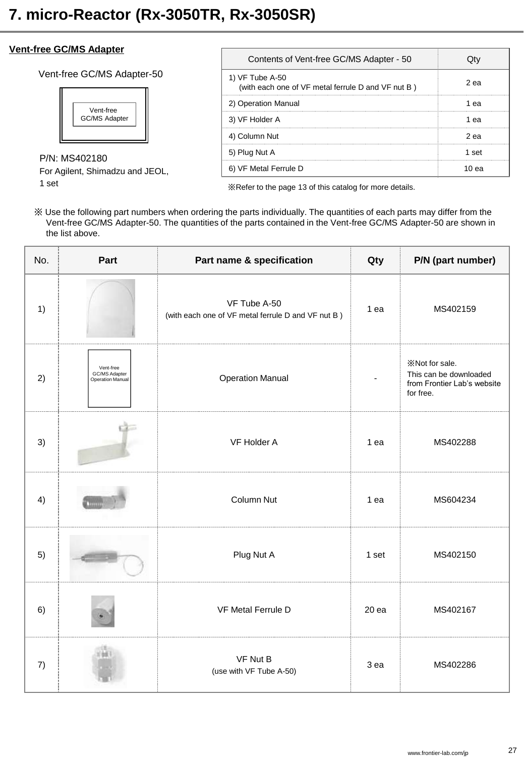# 7. micro-Reactor (Rx-3050TR, Rx-3050SR)

## Vent-free GC/MS Adapter

Vent-free GC/MS Adapter-50

Vent-free GC/MS Adapter

P/N: MS402180
For Agilent, Shimadzu and JEOL,
1 set

| Contents of Vent-free GC/MS Adapter - 50 | Qty |
|---|---|
| 1) VF Tube A-50 (with each one of VF metal ferrule D and VF nut B ) | 2 ea |
| 2) Operation Manual | 1 ea |
| 3) VF Holder A | 1 ea |
| 4) Column Nut | 2 ea |
| 5) Plug Nut A | 1 set |
| 6) VF Metal Ferrule D | 10 ea |

※Refer to the page 13 of this catalog for more details.

※ Use the following part numbers when ordering the parts individually. The quantities of each parts may differ from the Vent-free GC/MS Adapter-50. The quantities of the parts contained in the Vent-free GC/MS Adapter-50 are shown in the list above.

| No. | Part | Part name & specification | Qty | P/N (part number) |
|---|---|---|---|---|
| 1) | | VF Tube A-50 (with each one of VF metal ferrule D and VF nut B ) | 1 ea | MS402159 |
| 2) | Vent-free GC/MS Adapter Operation Manual | Operation Manual | - | ※Not for sale. This can be downloaded from Frontier Lab's website for free. |
| 3) | | VF Holder A | 1 ea | MS402288 |
| 4) | | Column Nut | 1 ea | MS604234 |
| 5) | | Plug Nut A | 1 set | MS402150 |
| 6) | | VF Metal Ferrule D | 20 ea | MS402167 |
| 7) | | VF Nut B (use with VF Tube A-50) | 3 ea | MS402286 |

www.frontier-lab.com/jp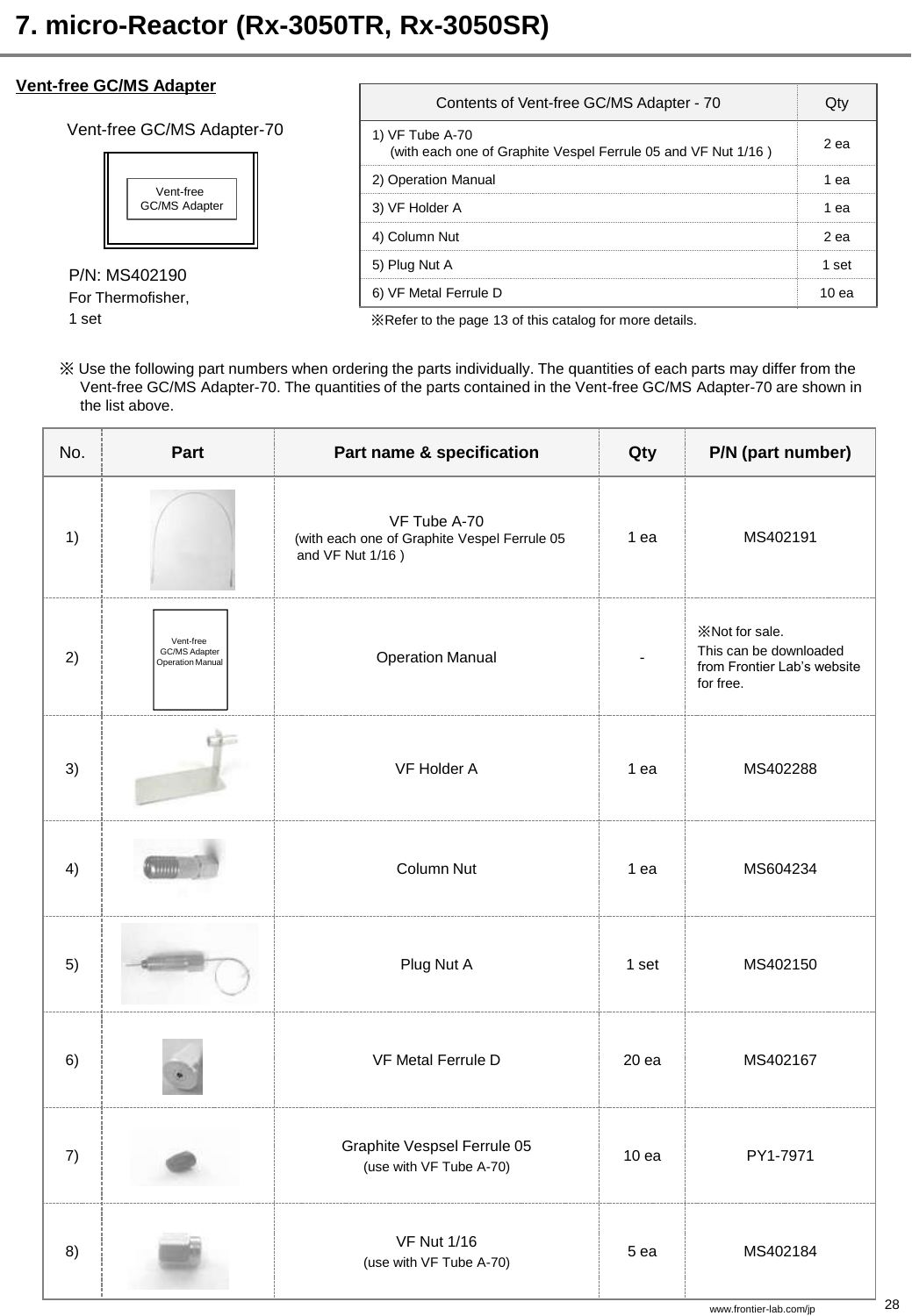# 7. micro-Reactor (Rx-3050TR, Rx-3050SR)

## Vent-free GC/MS Adapter

Vent-free GC/MS Adapter-70

Vent-free GC/MS Adapter

P/N: MS402190
For Thermofisher,
1 set

| Contents of Vent-free GC/MS Adapter - 70 | Qty |
|---|---|
| 1) VF Tube A-70 (with each one of Graphite Vespel Ferrule 05 and VF Nut 1/16 ) | 2 ea |
| 2) Operation Manual | 1 ea |
| 3) VF Holder A | 1 ea |
| 4) Column Nut | 2 ea |
| 5) Plug Nut A | 1 set |
| 6) VF Metal Ferrule D | 10 ea |

※Refer to the page 13 of this catalog for more details.

※ Use the following part numbers when ordering the parts individually. The quantities of each parts may differ from the Vent-free GC/MS Adapter-70. The quantities of the parts contained in the Vent-free GC/MS Adapter-70 are shown in the list above.

| No. | Part | Part name & specification | Qty | P/N (part number) |
|---|---|---|---|---|
| 1) | | VF Tube A-70 (with each one of Graphite Vespel Ferrule 05 and VF Nut 1/16 ) | 1 ea | MS402191 |
| 2) | Vent-free GC/MS Adapter Operation Manual | Operation Manual | - | ※Not for sale. This can be downloaded from Frontier Lab's website for free. |
| 3) | | VF Holder A | 1 ea | MS402288 |
| 4) | | Column Nut | 1 ea | MS604234 |
| 5) | | Plug Nut A | 1 set | MS402150 |
| 6) | | VF Metal Ferrule D | 20 ea | MS402167 |
| 7) | | Graphite Vespsel Ferrule 05 (use with VF Tube A-70) | 10 ea | PY1-7971 |
| 8) | | VF Nut 1/16 (use with VF Tube A-70) | 5 ea | MS402184 |

www.frontier-lab.com/jp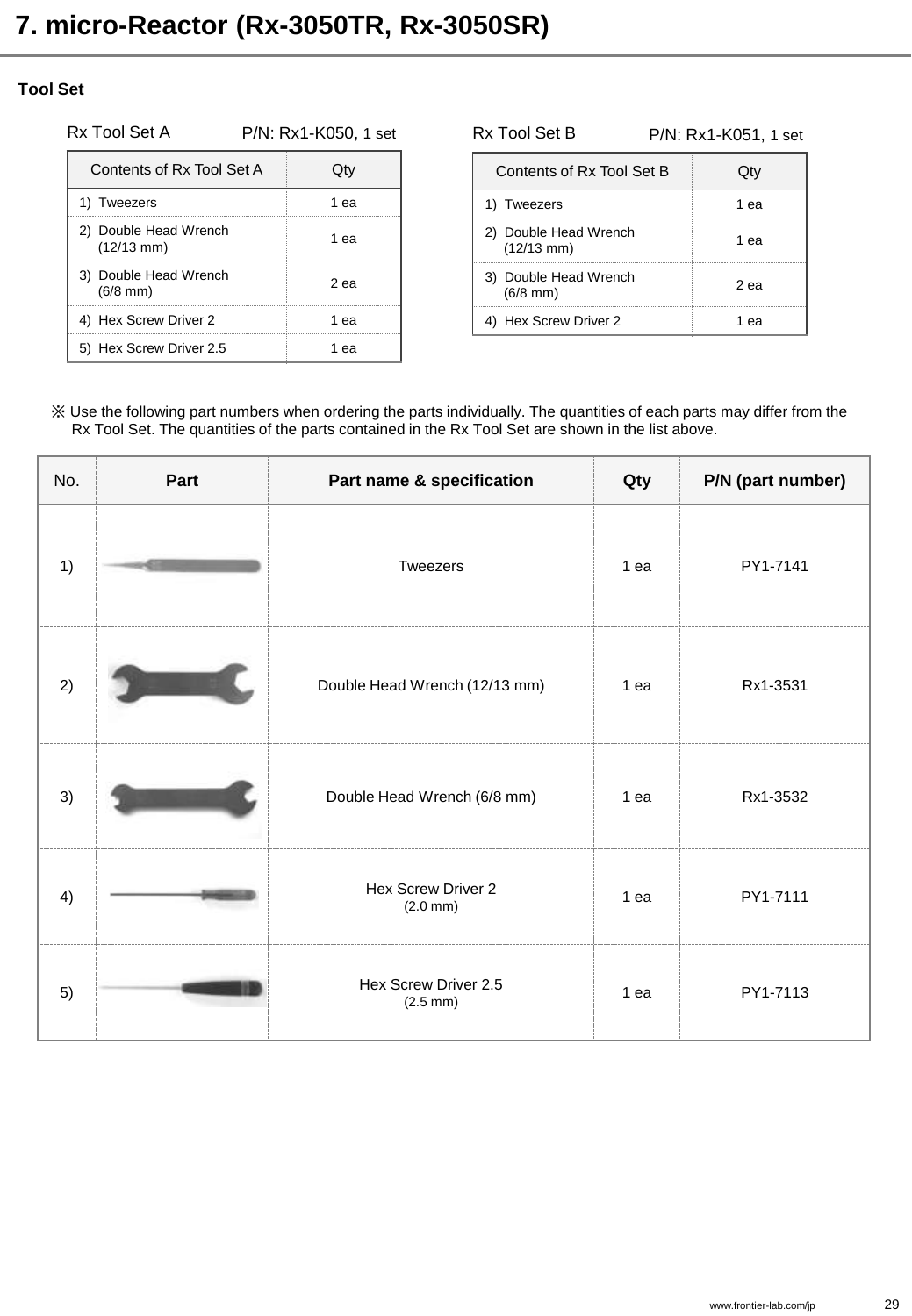# 7. micro-Reactor (Rx-3050TR, Rx-3050SR)

**Tool Set**

Rx Tool Set A P/N: Rx1-K050, 1 set

| Contents of Rx Tool Set A | Qty |
|---|---|
| 1) Tweezers | 1 ea |
| 2) Double Head Wrench (12/13 mm) | 1 ea |
| 3) Double Head Wrench (6/8 mm) | 2 ea |
| 4) Hex Screw Driver 2 | 1 ea |
| 5) Hex Screw Driver 2.5 | 1 ea |

Rx Tool Set B P/N: Rx1-K051, 1 set

| Contents of Rx Tool Set B | Qty |
|---|---|
| 1) Tweezers | 1 ea |
| 2) Double Head Wrench (12/13 mm) | 1 ea |
| 3) Double Head Wrench (6/8 mm) | 2 ea |
| 4) Hex Screw Driver 2 | 1 ea |

※ Use the following part numbers when ordering the parts individually. The quantities of each parts may differ from the Rx Tool Set. The quantities of the parts contained in the Rx Tool Set are shown in the list above.

| No. | Part | Part name & specification | Qty | P/N (part number) |
|---|---|---|---|---|
| 1) | | Tweezers | 1 ea | PY1-7141 |
| 2) | | Double Head Wrench (12/13 mm) | 1 ea | Rx1-3531 |
| 3) | | Double Head Wrench (6/8 mm) | 1 ea | Rx1-3532 |
| 4) | | Hex Screw Driver 2 (2.0 mm) | 1 ea | PY1-7111 |
| 5) | | Hex Screw Driver 2.5 (2.5 mm) | 1 ea | PY1-7113 |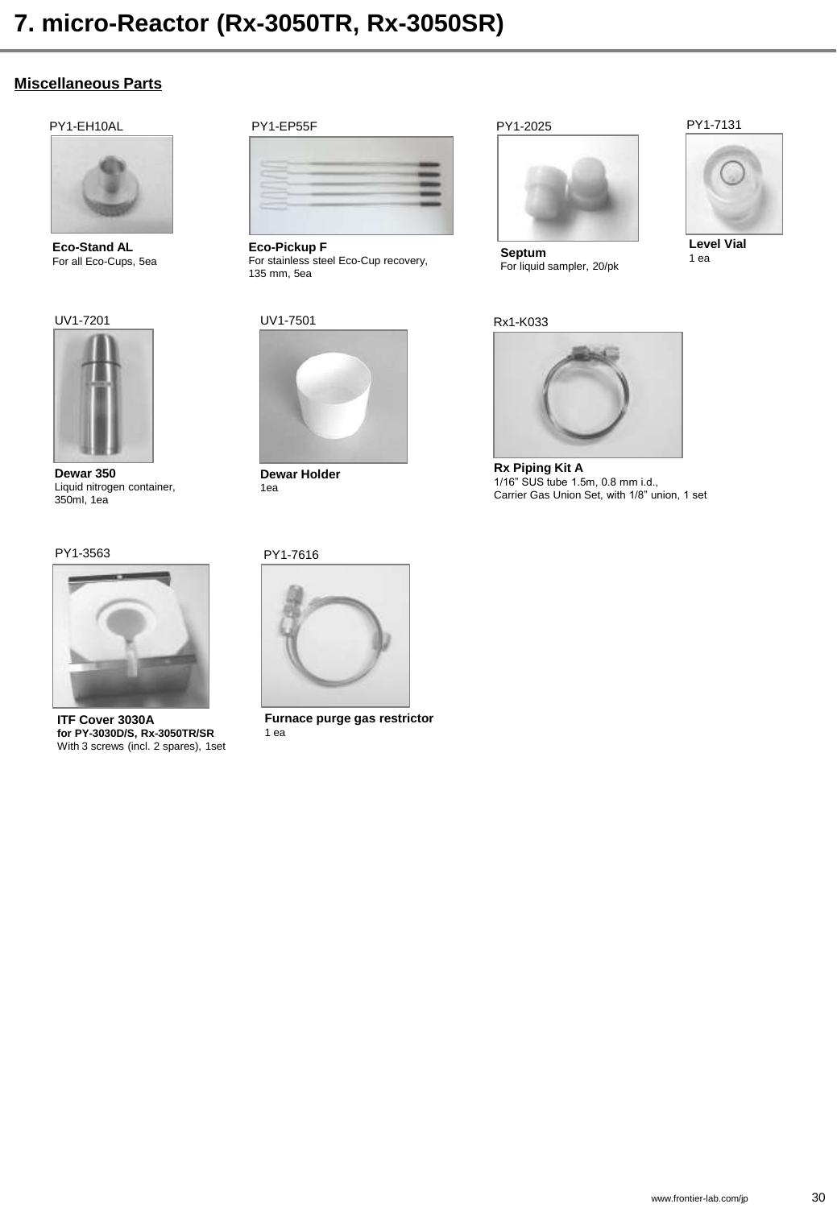# 7. micro-Reactor (Rx-3050TR, Rx-3050SR)

## Miscellaneous Parts

PY1-EH10AL

**Eco-Stand AL**
For all Eco-Cups, 5ea

PY1-EP55F

**Eco-Pickup F**
For stainless steel Eco-Cup recovery, 135 mm, 5ea

PY1-2025

**Septum**
For liquid sampler, 20/pk

PY1-7131

**Level Vial**
1 ea

UV1-7201

**Dewar 350**
Liquid nitrogen container, 350ml, 1ea

UV1-7501

**Dewar Holder**
1ea

Rx1-K033

**Rx Piping Kit A**
1/16" SUS tube 1.5m, 0.8 mm i.d.,
Carrier Gas Union Set, with 1/8" union, 1 set

PY1-3563

**ITF Cover 3030A**
**for PY-3030D/S, Rx-3050TR/SR**
With 3 screws (incl. 2 spares), 1set

PY1-7616

**Furnace purge gas restrictor**
1 ea